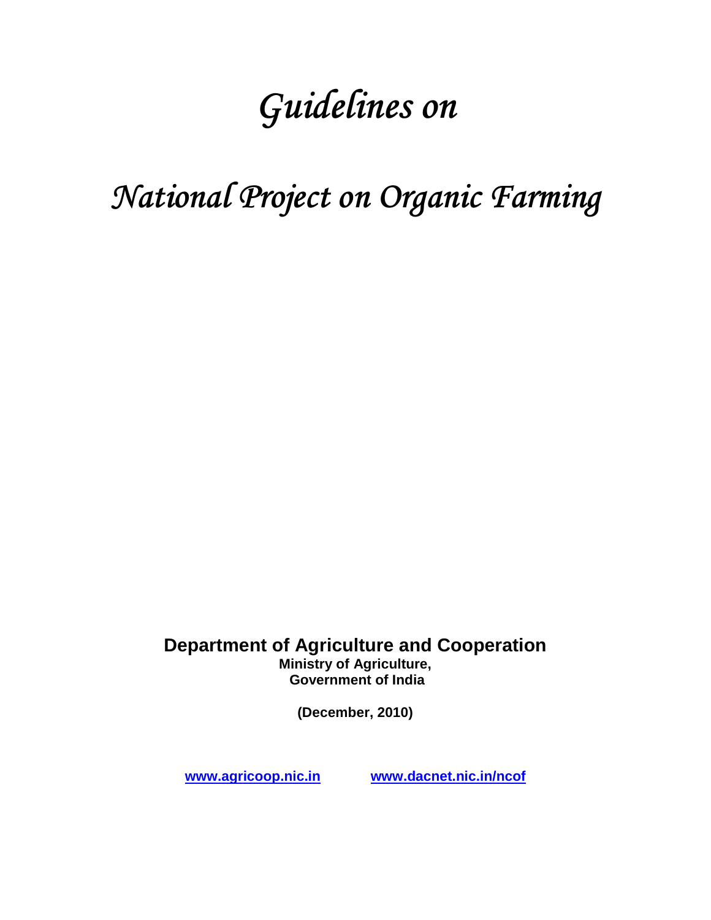# *Guidelines on*

# *National Project on Organic Farming*

**Department of Agriculture and Cooperation**

**Ministry of Agriculture,**
**Government of India**

**(December, 2010)**

**www.agricoop.nic.in** **www.dacnet.nic.in/ncof**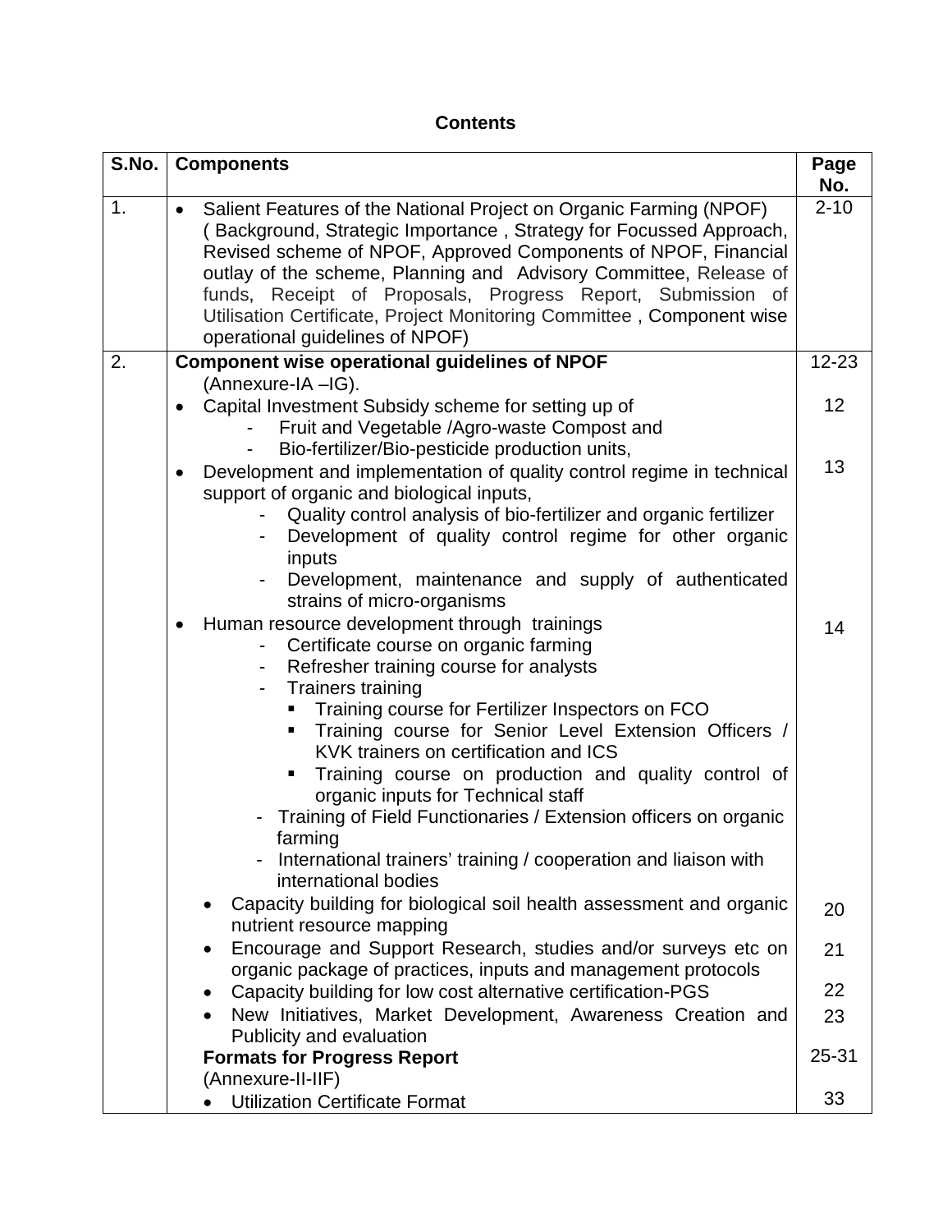## Contents

| S.No. | Components | Page No. |
|---|---|---|
| 1. | • Salient Features of the National Project on Organic Farming (NPOF) ( Background, Strategic Importance , Strategy for Focussed Approach, Revised scheme of NPOF, Approved Components of NPOF, Financial outlay of the scheme, Planning and Advisory Committee, Release of funds, Receipt of Proposals, Progress Report, Submission of Utilisation Certificate, Project Monitoring Committee , Component wise operational guidelines of NPOF) | 2-10 |
| 2. | **Component wise operational guidelines of NPOF** (Annexure-IA –IG). | 12-23 |
| | • Capital Investment Subsidy scheme for setting up of<br>- Fruit and Vegetable /Agro-waste Compost and<br>- Bio-fertilizer/Bio-pesticide production units, | 12 |
| | • Development and implementation of quality control regime in technical support of organic and biological inputs,<br>- Quality control analysis of bio-fertilizer and organic fertilizer<br>- Development of quality control regime for other organic inputs<br>- Development, maintenance and supply of authenticated strains of micro-organisms | 13 |
| | • Human resource development through trainings<br>- Certificate course on organic farming<br>- Refresher training course for analysts<br>- Trainers training<br>▪ Training course for Fertilizer Inspectors on FCO<br>▪ Training course for Senior Level Extension Officers / KVK trainers on certification and ICS<br>▪ Training course on production and quality control of organic inputs for Technical staff<br>- Training of Field Functionaries / Extension officers on organic farming<br>- International trainers' training / cooperation and liaison with international bodies | 14 |
| | • Capacity building for biological soil health assessment and organic nutrient resource mapping | 20 |
| | • Encourage and Support Research, studies and/or surveys etc on organic package of practices, inputs and management protocols | 21 |
| | • Capacity building for low cost alternative certification-PGS | 22 |
| | • New Initiatives, Market Development, Awareness Creation and Publicity and evaluation | 23 |
| | **Formats for Progress Report** (Annexure-II-IIF) | 25-31 |
| | • Utilization Certificate Format | 33 |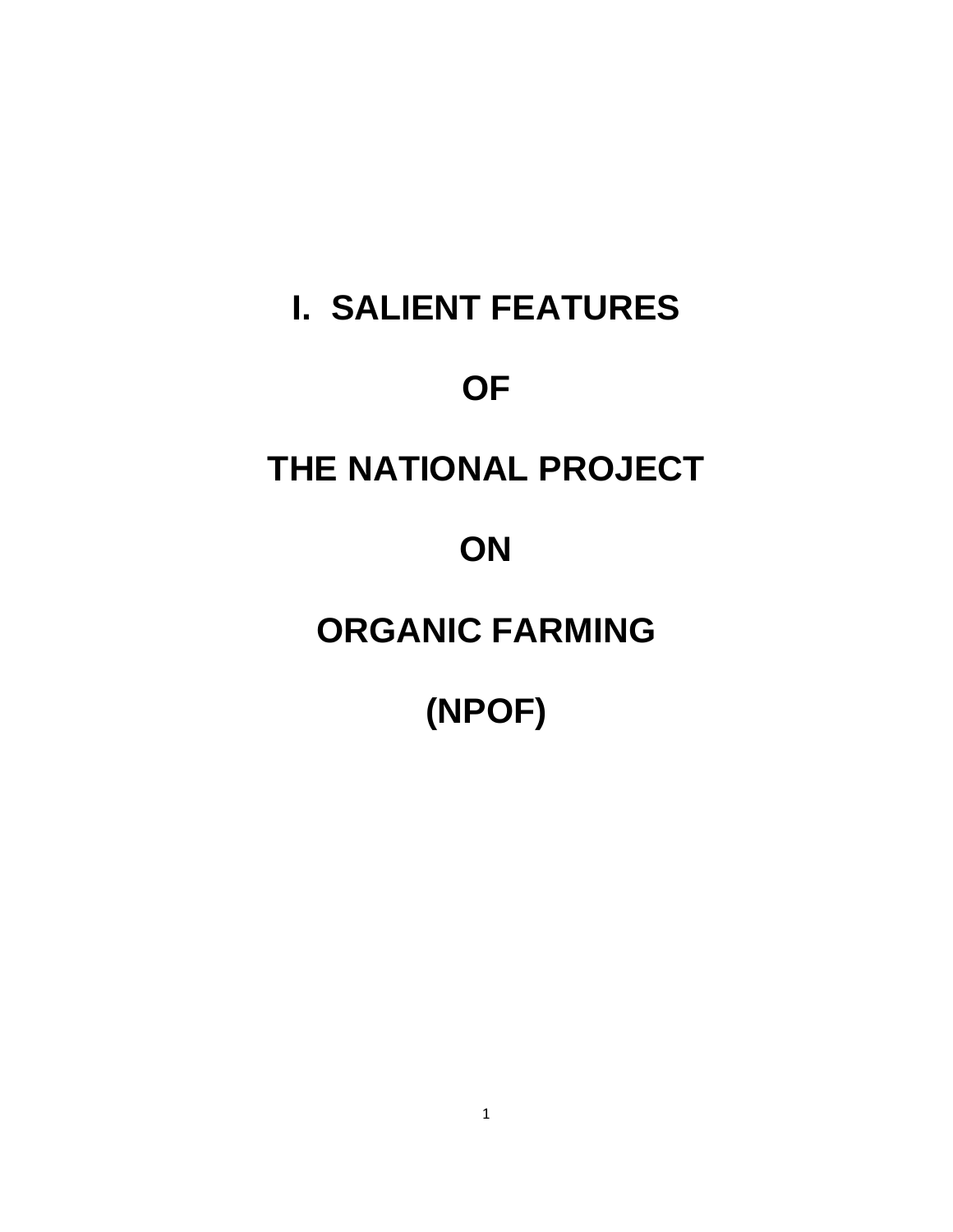# I. SALIENT FEATURES

# OF

# THE NATIONAL PROJECT

# ON

# ORGANIC FARMING

# (NPOF)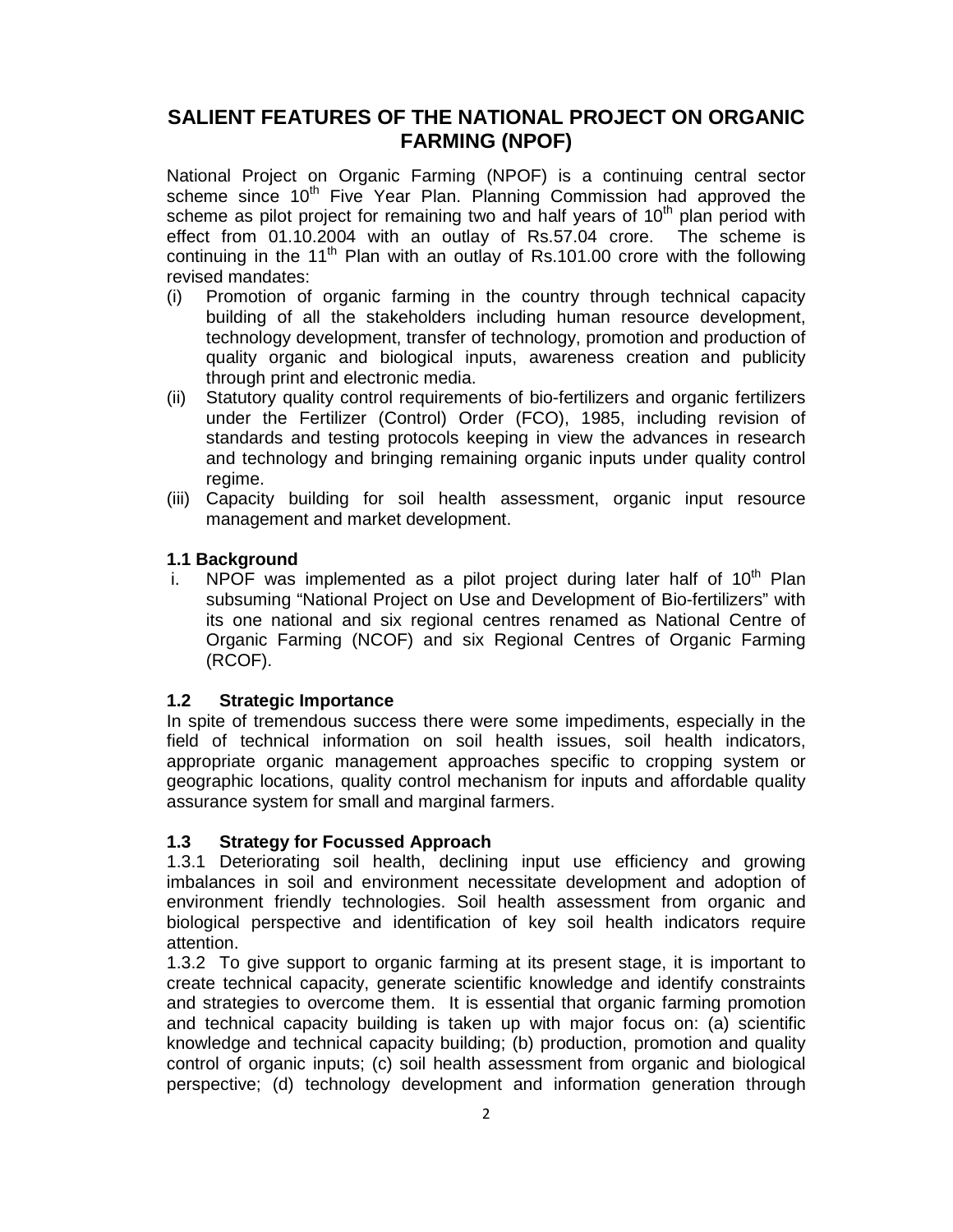## SALIENT FEATURES OF THE NATIONAL PROJECT ON ORGANIC FARMING (NPOF)

National Project on Organic Farming (NPOF) is a continuing central sector scheme since 10th Five Year Plan. Planning Commission had approved the scheme as pilot project for remaining two and half years of 10th plan period with effect from 01.10.2004 with an outlay of Rs.57.04 crore. The scheme is continuing in the 11th Plan with an outlay of Rs.101.00 crore with the following revised mandates:

(i) Promotion of organic farming in the country through technical capacity building of all the stakeholders including human resource development, technology development, transfer of technology, promotion and production of quality organic and biological inputs, awareness creation and publicity through print and electronic media.

(ii) Statutory quality control requirements of bio-fertilizers and organic fertilizers under the Fertilizer (Control) Order (FCO), 1985, including revision of standards and testing protocols keeping in view the advances in research and technology and bringing remaining organic inputs under quality control regime.

(iii) Capacity building for soil health assessment, organic input resource management and market development.

### 1.1 Background

i. NPOF was implemented as a pilot project during later half of 10th Plan subsuming "National Project on Use and Development of Bio-fertilizers" with its one national and six regional centres renamed as National Centre of Organic Farming (NCOF) and six Regional Centres of Organic Farming (RCOF).

### 1.2 Strategic Importance

In spite of tremendous success there were some impediments, especially in the field of technical information on soil health issues, soil health indicators, appropriate organic management approaches specific to cropping system or geographic locations, quality control mechanism for inputs and affordable quality assurance system for small and marginal farmers.

### 1.3 Strategy for Focussed Approach

1.3.1 Deteriorating soil health, declining input use efficiency and growing imbalances in soil and environment necessitate development and adoption of environment friendly technologies. Soil health assessment from organic and biological perspective and identification of key soil health indicators require attention.

1.3.2 To give support to organic farming at its present stage, it is important to create technical capacity, generate scientific knowledge and identify constraints and strategies to overcome them. It is essential that organic farming promotion and technical capacity building is taken up with major focus on: (a) scientific knowledge and technical capacity building; (b) production, promotion and quality control of organic inputs; (c) soil health assessment from organic and biological perspective; (d) technology development and information generation through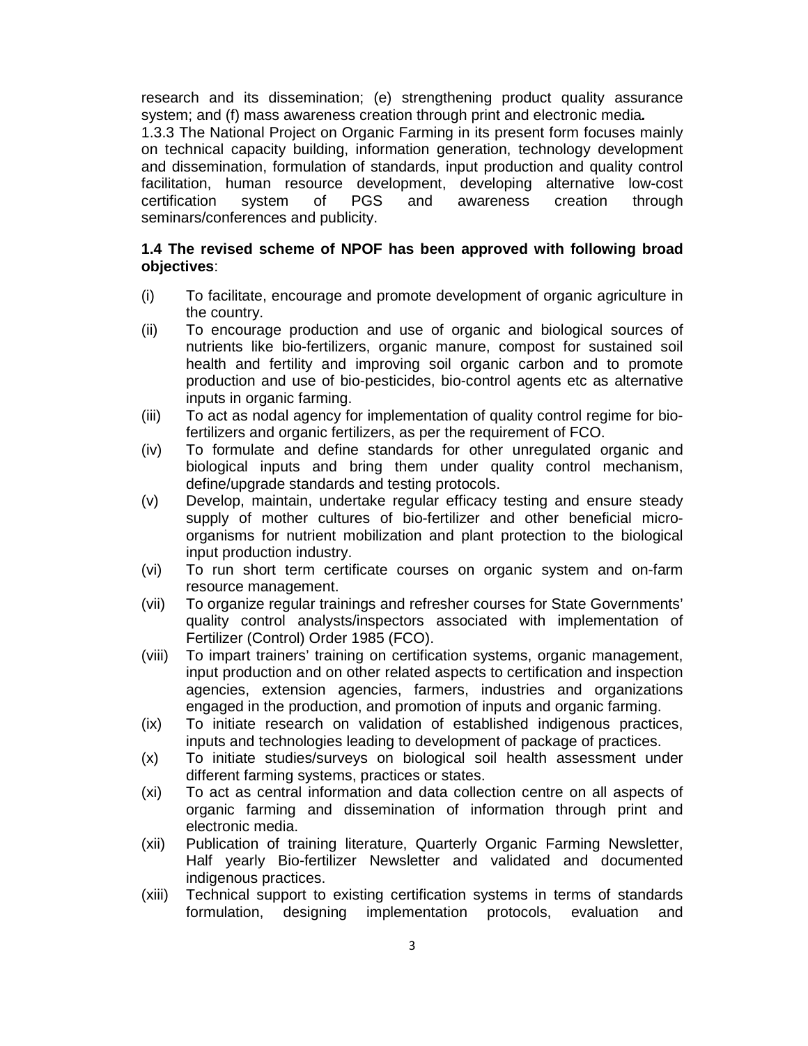research and its dissemination; (e) strengthening product quality assurance system; and (f) mass awareness creation through print and electronic media**.**

1.3.3 The National Project on Organic Farming in its present form focuses mainly on technical capacity building, information generation, technology development and dissemination, formulation of standards, input production and quality control facilitation, human resource development, developing alternative low-cost certification system of PGS and awareness creation through seminars/conferences and publicity.

**1.4 The revised scheme of NPOF has been approved with following broad objectives**:

- (i) To facilitate, encourage and promote development of organic agriculture in the country.
- (ii) To encourage production and use of organic and biological sources of nutrients like bio-fertilizers, organic manure, compost for sustained soil health and fertility and improving soil organic carbon and to promote production and use of bio-pesticides, bio-control agents etc as alternative inputs in organic farming.
- (iii) To act as nodal agency for implementation of quality control regime for bio-fertilizers and organic fertilizers, as per the requirement of FCO.
- (iv) To formulate and define standards for other unregulated organic and biological inputs and bring them under quality control mechanism, define/upgrade standards and testing protocols.
- (v) Develop, maintain, undertake regular efficacy testing and ensure steady supply of mother cultures of bio-fertilizer and other beneficial micro-organisms for nutrient mobilization and plant protection to the biological input production industry.
- (vi) To run short term certificate courses on organic system and on-farm resource management.
- (vii) To organize regular trainings and refresher courses for State Governments' quality control analysts/inspectors associated with implementation of Fertilizer (Control) Order 1985 (FCO).
- (viii) To impart trainers' training on certification systems, organic management, input production and on other related aspects to certification and inspection agencies, extension agencies, farmers, industries and organizations engaged in the production, and promotion of inputs and organic farming.
- (ix) To initiate research on validation of established indigenous practices, inputs and technologies leading to development of package of practices.
- (x) To initiate studies/surveys on biological soil health assessment under different farming systems, practices or states.
- (xi) To act as central information and data collection centre on all aspects of organic farming and dissemination of information through print and electronic media.
- (xii) Publication of training literature, Quarterly Organic Farming Newsletter, Half yearly Bio-fertilizer Newsletter and validated and documented indigenous practices.
- (xiii) Technical support to existing certification systems in terms of standards formulation, designing implementation protocols, evaluation and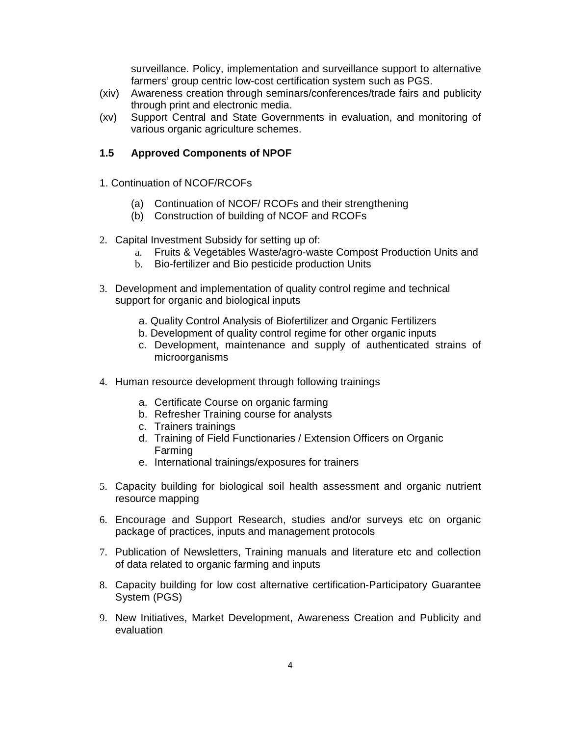surveillance. Policy, implementation and surveillance support to alternative farmers' group centric low-cost certification system such as PGS.

(xiv) Awareness creation through seminars/conferences/trade fairs and publicity through print and electronic media.

(xv) Support Central and State Governments in evaluation, and monitoring of various organic agriculture schemes.

### 1.5 Approved Components of NPOF

1. Continuation of NCOF/RCOFs

   (a) Continuation of NCOF/ RCOFs and their strengthening
   (b) Construction of building of NCOF and RCOFs

2. Capital Investment Subsidy for setting up of:
   a. Fruits & Vegetables Waste/agro-waste Compost Production Units and
   b. Bio-fertilizer and Bio pesticide production Units

3. Development and implementation of quality control regime and technical support for organic and biological inputs

   a. Quality Control Analysis of Biofertilizer and Organic Fertilizers
   b. Development of quality control regime for other organic inputs
   c. Development, maintenance and supply of authenticated strains of microorganisms

4. Human resource development through following trainings

   a. Certificate Course on organic farming
   b. Refresher Training course for analysts
   c. Trainers trainings
   d. Training of Field Functionaries / Extension Officers on Organic Farming
   e. International trainings/exposures for trainers

5. Capacity building for biological soil health assessment and organic nutrient resource mapping

6. Encourage and Support Research, studies and/or surveys etc on organic package of practices, inputs and management protocols

7. Publication of Newsletters, Training manuals and literature etc and collection of data related to organic farming and inputs

8. Capacity building for low cost alternative certification-Participatory Guarantee System (PGS)

9. New Initiatives, Market Development, Awareness Creation and Publicity and evaluation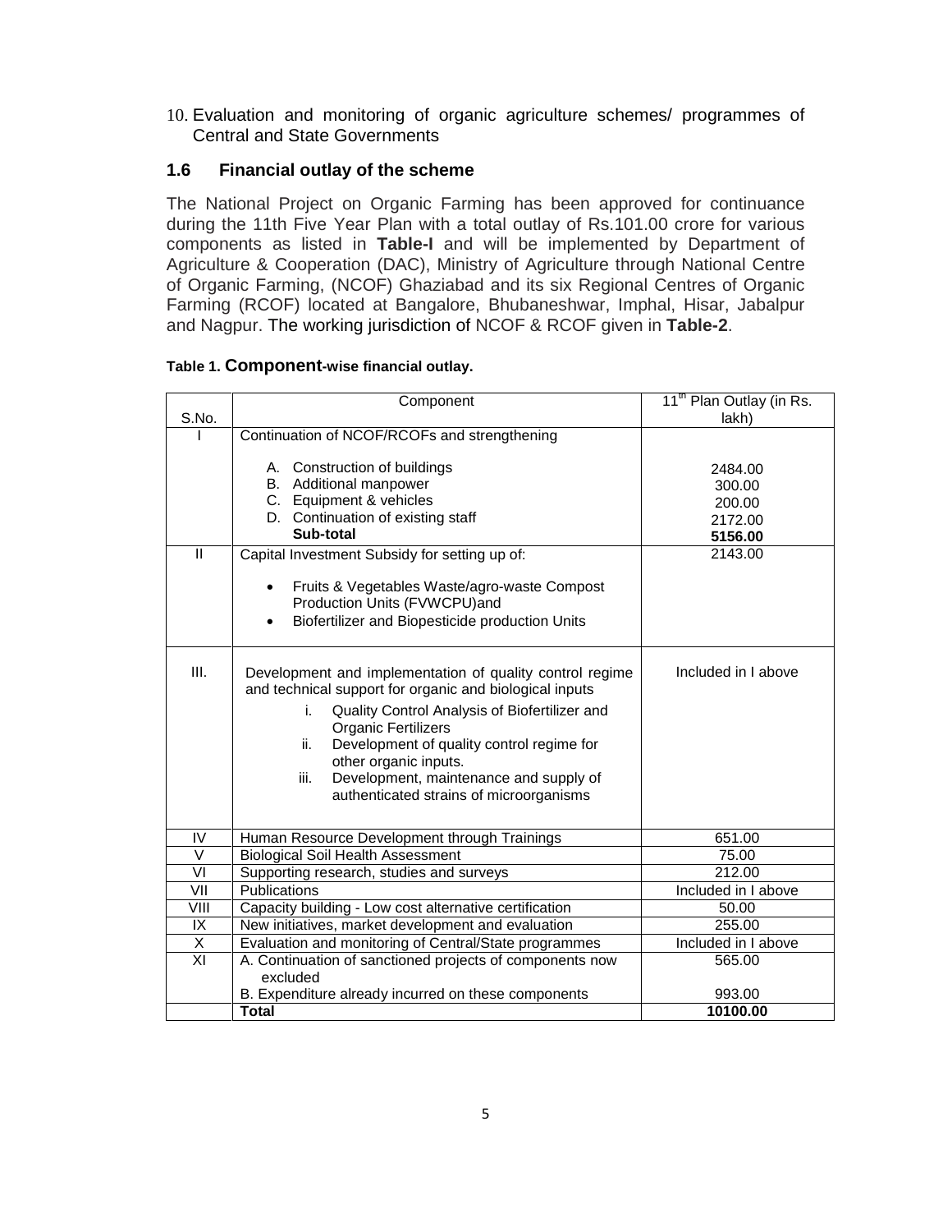10. Evaluation and monitoring of organic agriculture schemes/ programmes of Central and State Governments

### 1.6 Financial outlay of the scheme

The National Project on Organic Farming has been approved for continuance during the 11th Five Year Plan with a total outlay of Rs.101.00 crore for various components as listed in **Table-I** and will be implemented by Department of Agriculture & Cooperation (DAC), Ministry of Agriculture through National Centre of Organic Farming, (NCOF) Ghaziabad and its six Regional Centres of Organic Farming (RCOF) located at Bangalore, Bhubaneshwar, Imphal, Hisar, Jabalpur and Nagpur. The working jurisdiction of NCOF & RCOF given in **Table-2**.

**Table 1. Component-wise financial outlay.**

| S.No. | Component | 11th Plan Outlay (in Rs. lakh) |
|---|---|---|
| I | Continuation of NCOF/RCOFs and strengthening<br><br>A. Construction of buildings<br>B. Additional manpower<br>C. Equipment & vehicles<br>D. Continuation of existing staff<br>**Sub-total** | <br><br>2484.00<br>300.00<br>200.00<br>2172.00<br>**5156.00** |
| II | Capital Investment Subsidy for setting up of:<br>• Fruits & Vegetables Waste/agro-waste Compost Production Units (FVWCPU)and<br>• Biofertilizer and Biopesticide production Units | 2143.00 |
| III. | Development and implementation of quality control regime and technical support for organic and biological inputs<br>i. Quality Control Analysis of Biofertilizer and Organic Fertilizers<br>ii. Development of quality control regime for other organic inputs.<br>iii. Development, maintenance and supply of authenticated strains of microorganisms | Included in I above |
| IV | Human Resource Development through Trainings | 651.00 |
| V | Biological Soil Health Assessment | 75.00 |
| VI | Supporting research, studies and surveys | 212.00 |
| VII | Publications | Included in I above |
| VIII | Capacity building - Low cost alternative certification | 50.00 |
| IX | New initiatives, market development and evaluation | 255.00 |
| X | Evaluation and monitoring of Central/State programmes | Included in I above |
| XI | A. Continuation of sanctioned projects of components now excluded<br>B. Expenditure already incurred on these components | 565.00<br><br>993.00 |
| | **Total** | **10100.00** |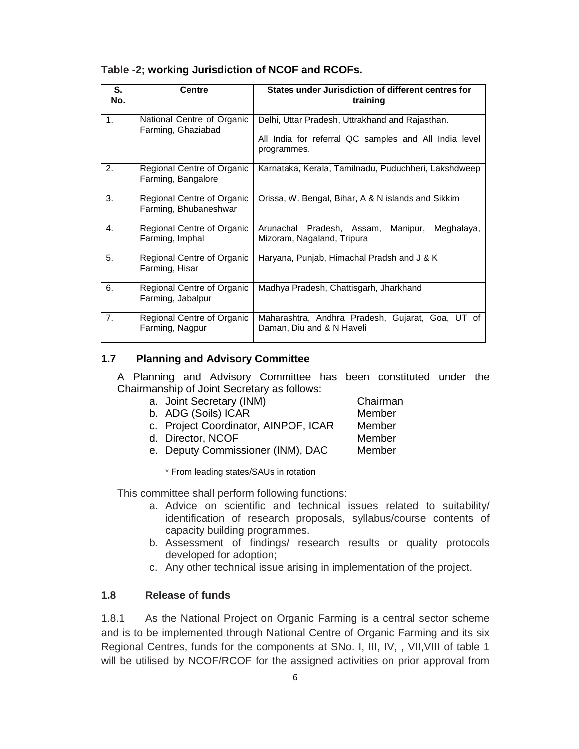**Table -2; working Jurisdiction of NCOF and RCOFs.**

| S. No. | Centre | States under Jurisdiction of different centres for training |
|---|---|---|
| 1. | National Centre of Organic Farming, Ghaziabad | Delhi, Uttar Pradesh, Uttrakhand and Rajasthan.<br><br>All India for referral QC samples and All India level programmes. |
| 2. | Regional Centre of Organic Farming, Bangalore | Karnataka, Kerala, Tamilnadu, Puduchheri, Lakshdweep |
| 3. | Regional Centre of Organic Farming, Bhubaneshwar | Orissa, W. Bengal, Bihar, A & N islands and Sikkim |
| 4. | Regional Centre of Organic Farming, Imphal | Arunachal Pradesh, Assam, Manipur, Meghalaya, Mizoram, Nagaland, Tripura |
| 5. | Regional Centre of Organic Farming, Hisar | Haryana, Punjab, Himachal Pradsh and J & K |
| 6. | Regional Centre of Organic Farming, Jabalpur | Madhya Pradesh, Chattisgarh, Jharkhand |
| 7. | Regional Centre of Organic Farming, Nagpur | Maharashtra, Andhra Pradesh, Gujarat, Goa, UT of Daman, Diu and & N Haveli |

## 1.7 Planning and Advisory Committee

A Planning and Advisory Committee has been constituted under the Chairmanship of Joint Secretary as follows:

a. Joint Secretary (INM) Chairman
b. ADG (Soils) ICAR Member
c. Project Coordinator, AINPOF, ICAR Member
d. Director, NCOF Member
e. Deputy Commissioner (INM), DAC Member

\* From leading states/SAUs in rotation

This committee shall perform following functions:

a. Advice on scientific and technical issues related to suitability/ identification of research proposals, syllabus/course contents of capacity building programmes.
b. Assessment of findings/ research results or quality protocols developed for adoption;
c. Any other technical issue arising in implementation of the project.

## 1.8 Release of funds

1.8.1 As the National Project on Organic Farming is a central sector scheme and is to be implemented through National Centre of Organic Farming and its six Regional Centres, funds for the components at SNo. I, III, IV, , VII,VIII of table 1 will be utilised by NCOF/RCOF for the assigned activities on prior approval from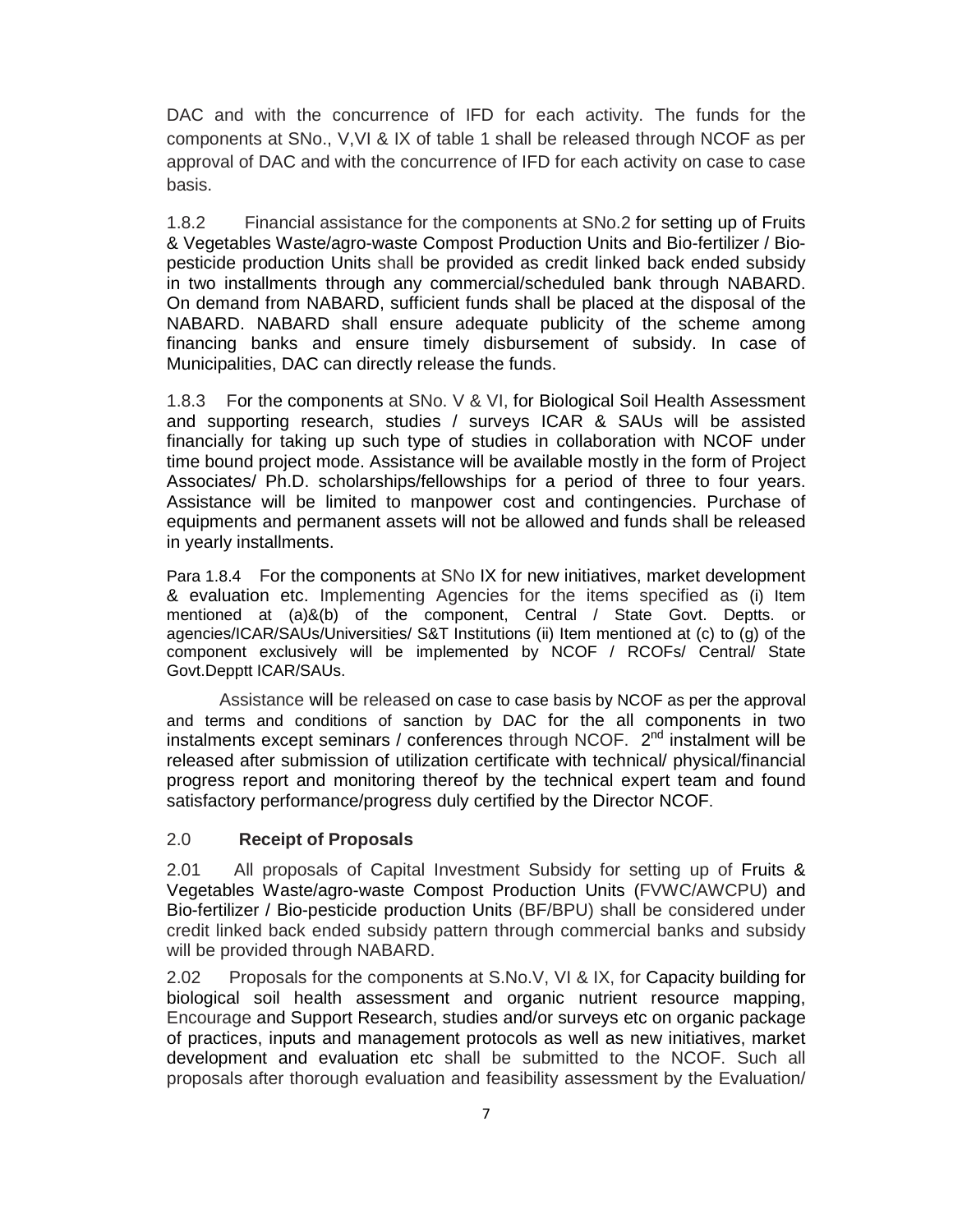DAC and with the concurrence of IFD for each activity. The funds for the components at SNo., V,VI & IX of table 1 shall be released through NCOF as per approval of DAC and with the concurrence of IFD for each activity on case to case basis.

1.8.2 Financial assistance for the components at SNo.2 for setting up of Fruits & Vegetables Waste/agro-waste Compost Production Units and Bio-fertilizer / Bio-pesticide production Units shall be provided as credit linked back ended subsidy in two installments through any commercial/scheduled bank through NABARD. On demand from NABARD, sufficient funds shall be placed at the disposal of the NABARD. NABARD shall ensure adequate publicity of the scheme among financing banks and ensure timely disbursement of subsidy. In case of Municipalities, DAC can directly release the funds.

1.8.3 For the components at SNo. V & VI, for Biological Soil Health Assessment and supporting research, studies / surveys ICAR & SAUs will be assisted financially for taking up such type of studies in collaboration with NCOF under time bound project mode. Assistance will be available mostly in the form of Project Associates/ Ph.D. scholarships/fellowships for a period of three to four years. Assistance will be limited to manpower cost and contingencies. Purchase of equipments and permanent assets will not be allowed and funds shall be released in yearly installments.

Para 1.8.4 For the components at SNo IX for new initiatives, market development & evaluation etc. Implementing Agencies for the items specified as (i) Item mentioned at (a)&(b) of the component, Central / State Govt. Deptts. or agencies/ICAR/SAUs/Universities/ S&T Institutions (ii) Item mentioned at (c) to (g) of the component exclusively will be implemented by NCOF / RCOFs/ Central/ State Govt.Depptt ICAR/SAUs.

Assistance will be released on case to case basis by NCOF as per the approval and terms and conditions of sanction by DAC for the all components in two instalments except seminars / conferences through NCOF. 2nd instalment will be released after submission of utilization certificate with technical/ physical/financial progress report and monitoring thereof by the technical expert team and found satisfactory performance/progress duly certified by the Director NCOF.

## 2.0 Receipt of Proposals

2.01 All proposals of Capital Investment Subsidy for setting up of Fruits & Vegetables Waste/agro-waste Compost Production Units (FVWC/AWCPU) and Bio-fertilizer / Bio-pesticide production Units (BF/BPU) shall be considered under credit linked back ended subsidy pattern through commercial banks and subsidy will be provided through NABARD.

2.02 Proposals for the components at S.No.V, VI & IX, for Capacity building for biological soil health assessment and organic nutrient resource mapping, Encourage and Support Research, studies and/or surveys etc on organic package of practices, inputs and management protocols as well as new initiatives, market development and evaluation etc shall be submitted to the NCOF. Such all proposals after thorough evaluation and feasibility assessment by the Evaluation/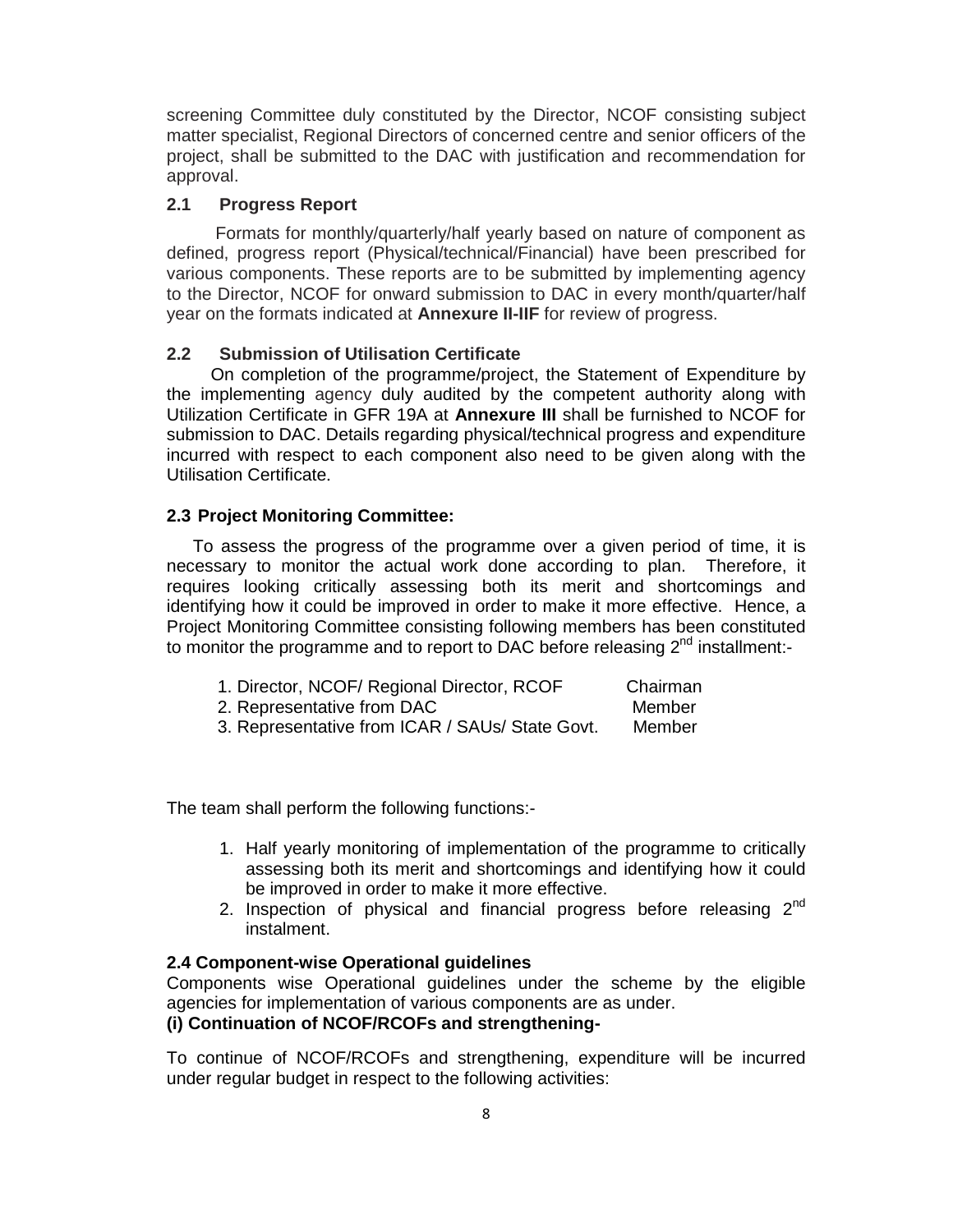screening Committee duly constituted by the Director, NCOF consisting subject matter specialist, Regional Directors of concerned centre and senior officers of the project, shall be submitted to the DAC with justification and recommendation for approval.

### 2.1 Progress Report

Formats for monthly/quarterly/half yearly based on nature of component as defined, progress report (Physical/technical/Financial) have been prescribed for various components. These reports are to be submitted by implementing agency to the Director, NCOF for onward submission to DAC in every month/quarter/half year on the formats indicated at **Annexure II-IIF** for review of progress.

### 2.2 Submission of Utilisation Certificate

On completion of the programme/project, the Statement of Expenditure by the implementing agency duly audited by the competent authority along with Utilization Certificate in GFR 19A at **Annexure III** shall be furnished to NCOF for submission to DAC. Details regarding physical/technical progress and expenditure incurred with respect to each component also need to be given along with the Utilisation Certificate.

### 2.3 Project Monitoring Committee:

To assess the progress of the programme over a given period of time, it is necessary to monitor the actual work done according to plan. Therefore, it requires looking critically assessing both its merit and shortcomings and identifying how it could be improved in order to make it more effective. Hence, a Project Monitoring Committee consisting following members has been constituted to monitor the programme and to report to DAC before releasing 2nd installment:-

| | |
|---|---|
| 1. Director, NCOF/ Regional Director, RCOF | Chairman |
| 2. Representative from DAC | Member |
| 3. Representative from ICAR / SAUs/ State Govt. | Member |

The team shall perform the following functions:-

1. Half yearly monitoring of implementation of the programme to critically assessing both its merit and shortcomings and identifying how it could be improved in order to make it more effective.
2. Inspection of physical and financial progress before releasing 2nd instalment.

### 2.4 Component-wise Operational guidelines

Components wise Operational guidelines under the scheme by the eligible agencies for implementation of various components are as under.

**(i) Continuation of NCOF/RCOFs and strengthening-**

To continue of NCOF/RCOFs and strengthening, expenditure will be incurred under regular budget in respect to the following activities: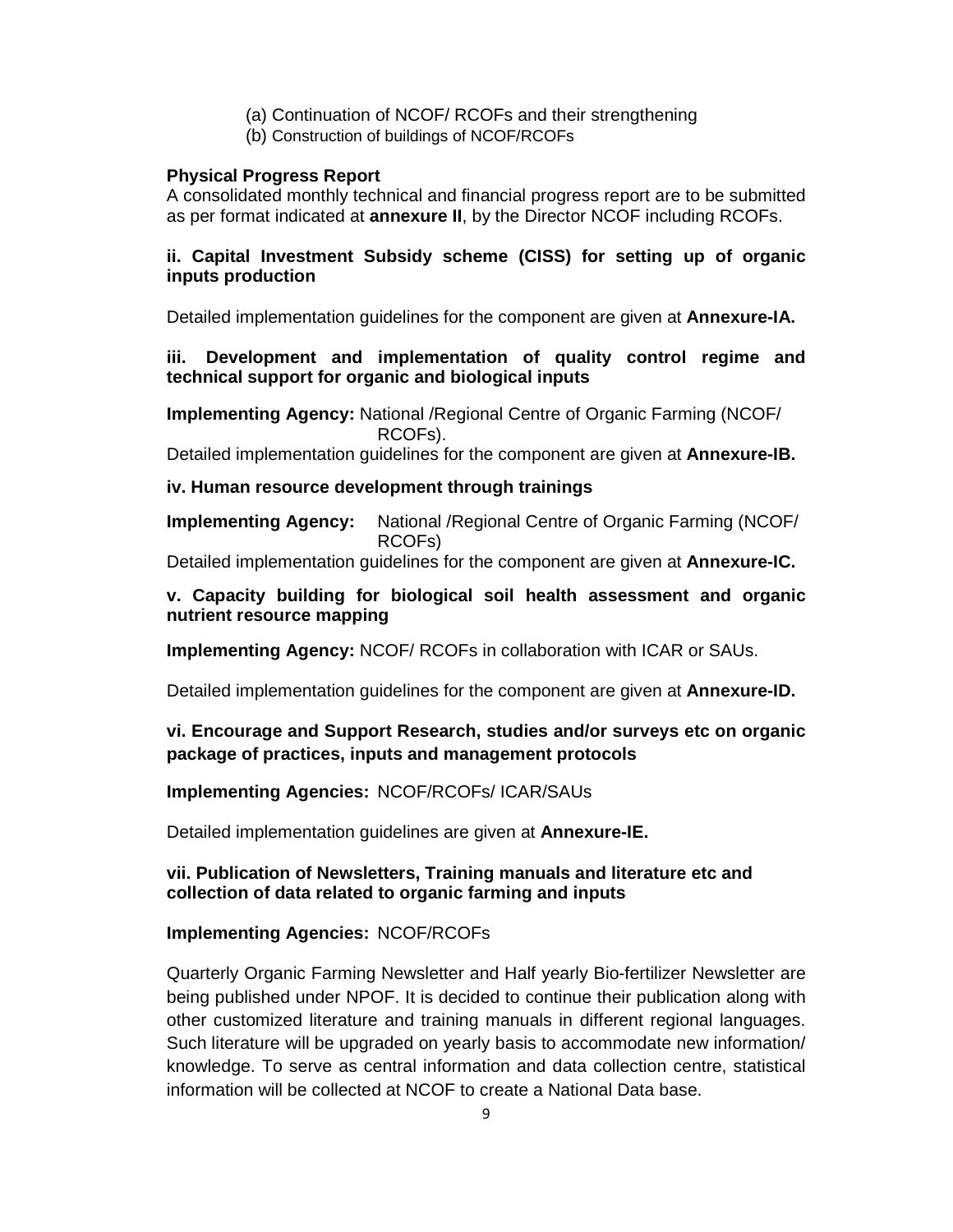(a) Continuation of NCOF/ RCOFs and their strengthening

(b) Construction of buildings of NCOF/RCOFs

**Physical Progress Report**

A consolidated monthly technical and financial progress report are to be submitted as per format indicated at **annexure II**, by the Director NCOF including RCOFs.

**ii. Capital Investment Subsidy scheme (CISS) for setting up of organic inputs production**

Detailed implementation guidelines for the component are given at **Annexure-IA.**

**iii. Development and implementation of quality control regime and technical support for organic and biological inputs**

**Implementing Agency:** National /Regional Centre of Organic Farming (NCOF/ RCOFs).

Detailed implementation guidelines for the component are given at **Annexure-IB.**

**iv. Human resource development through trainings**

**Implementing Agency:** National /Regional Centre of Organic Farming (NCOF/ RCOFs)

Detailed implementation guidelines for the component are given at **Annexure-IC.**

**v. Capacity building for biological soil health assessment and organic nutrient resource mapping**

**Implementing Agency:** NCOF/ RCOFs in collaboration with ICAR or SAUs.

Detailed implementation guidelines for the component are given at **Annexure-ID.**

**vi. Encourage and Support Research, studies and/or surveys etc on organic package of practices, inputs and management protocols**

**Implementing Agencies:** NCOF/RCOFs/ ICAR/SAUs

Detailed implementation guidelines are given at **Annexure-IE.**

**vii. Publication of Newsletters, Training manuals and literature etc and collection of data related to organic farming and inputs**

**Implementing Agencies:** NCOF/RCOFs

Quarterly Organic Farming Newsletter and Half yearly Bio-fertilizer Newsletter are being published under NPOF. It is decided to continue their publication along with other customized literature and training manuals in different regional languages. Such literature will be upgraded on yearly basis to accommodate new information/ knowledge. To serve as central information and data collection centre, statistical information will be collected at NCOF to create a National Data base.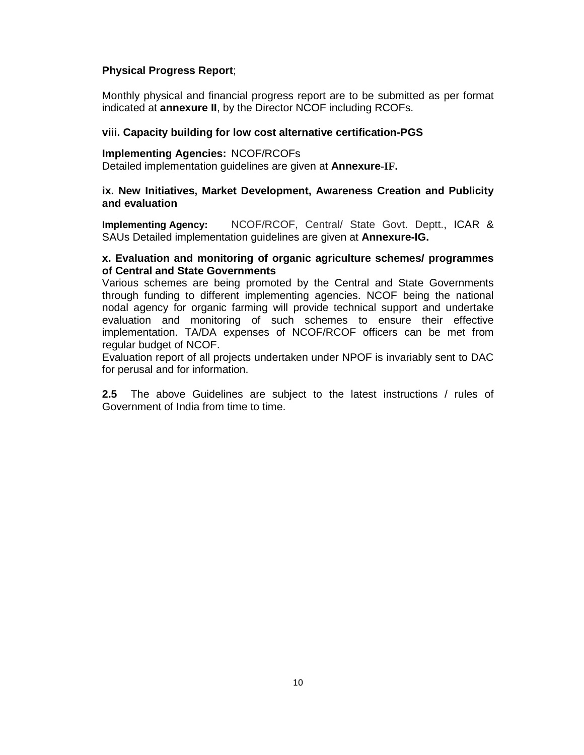**Physical Progress Report**;

Monthly physical and financial progress report are to be submitted as per format indicated at **annexure II**, by the Director NCOF including RCOFs.

**viii. Capacity building for low cost alternative certification-PGS**

**Implementing Agencies:** NCOF/RCOFs
Detailed implementation guidelines are given at **Annexure-IF.**

**ix. New Initiatives, Market Development, Awareness Creation and Publicity and evaluation**

**Implementing Agency:** NCOF/RCOF, Central/ State Govt. Deptt., ICAR & SAUs Detailed implementation guidelines are given at **Annexure-IG.**

**x. Evaluation and monitoring of organic agriculture schemes/ programmes of Central and State Governments**

Various schemes are being promoted by the Central and State Governments through funding to different implementing agencies. NCOF being the national nodal agency for organic farming will provide technical support and undertake evaluation and monitoring of such schemes to ensure their effective implementation. TA/DA expenses of NCOF/RCOF officers can be met from regular budget of NCOF.

Evaluation report of all projects undertaken under NPOF is invariably sent to DAC for perusal and for information.

**2.5** The above Guidelines are subject to the latest instructions / rules of Government of India from time to time.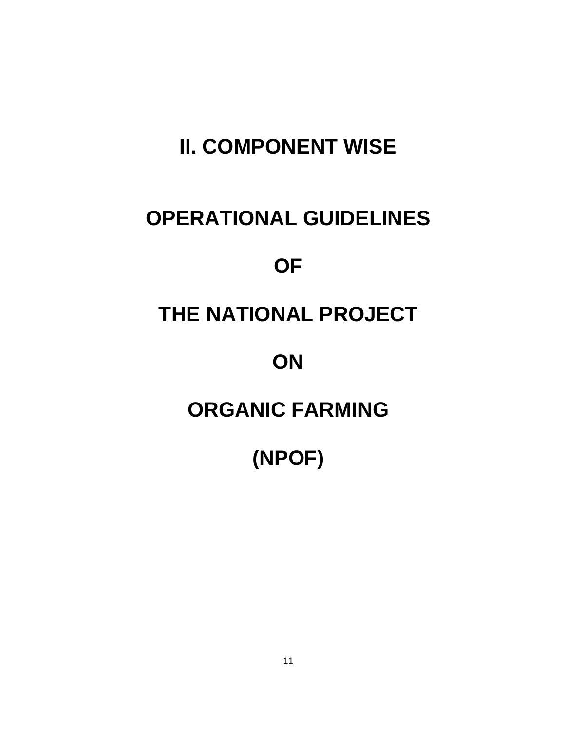# II. COMPONENT WISE

# OPERATIONAL GUIDELINES

# OF

# THE NATIONAL PROJECT

# ON

# ORGANIC FARMING

# (NPOF)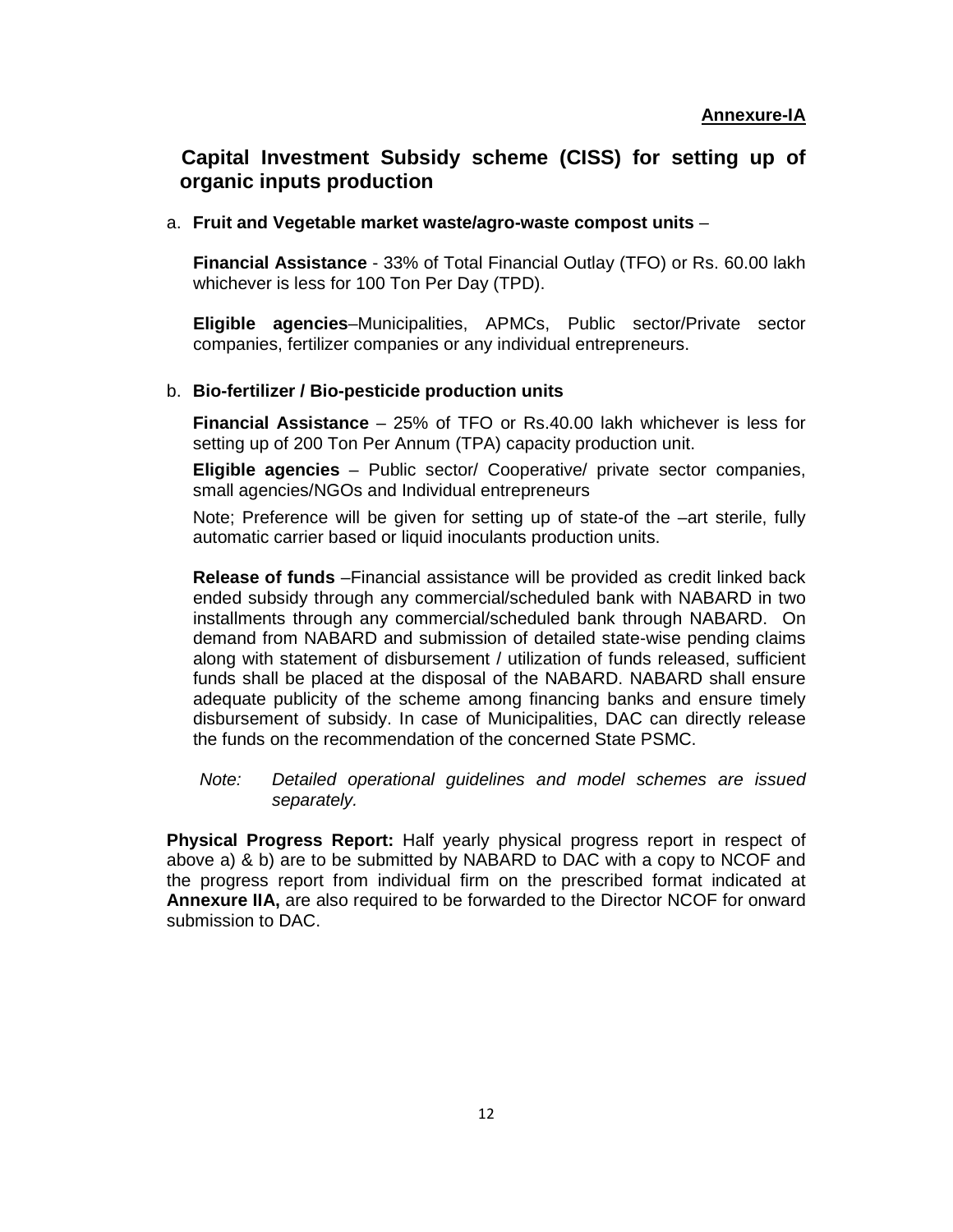**Annexure-IA**

## Capital Investment Subsidy scheme (CISS) for setting up of organic inputs production

a. **Fruit and Vegetable market waste/agro-waste compost units** –

**Financial Assistance** - 33% of Total Financial Outlay (TFO) or Rs. 60.00 lakh whichever is less for 100 Ton Per Day (TPD).

**Eligible agencies**–Municipalities, APMCs, Public sector/Private sector companies, fertilizer companies or any individual entrepreneurs.

b. **Bio-fertilizer / Bio-pesticide production units**

**Financial Assistance** – 25% of TFO or Rs.40.00 lakh whichever is less for setting up of 200 Ton Per Annum (TPA) capacity production unit.

**Eligible agencies** – Public sector/ Cooperative/ private sector companies, small agencies/NGOs and Individual entrepreneurs

Note; Preference will be given for setting up of state-of the –art sterile, fully automatic carrier based or liquid inoculants production units.

**Release of funds** –Financial assistance will be provided as credit linked back ended subsidy through any commercial/scheduled bank with NABARD in two installments through any commercial/scheduled bank through NABARD. On demand from NABARD and submission of detailed state-wise pending claims along with statement of disbursement / utilization of funds released, sufficient funds shall be placed at the disposal of the NABARD. NABARD shall ensure adequate publicity of the scheme among financing banks and ensure timely disbursement of subsidy. In case of Municipalities, DAC can directly release the funds on the recommendation of the concerned State PSMC.

*Note: Detailed operational guidelines and model schemes are issued separately.*

**Physical Progress Report:** Half yearly physical progress report in respect of above a) & b) are to be submitted by NABARD to DAC with a copy to NCOF and the progress report from individual firm on the prescribed format indicated at **Annexure IIA,** are also required to be forwarded to the Director NCOF for onward submission to DAC.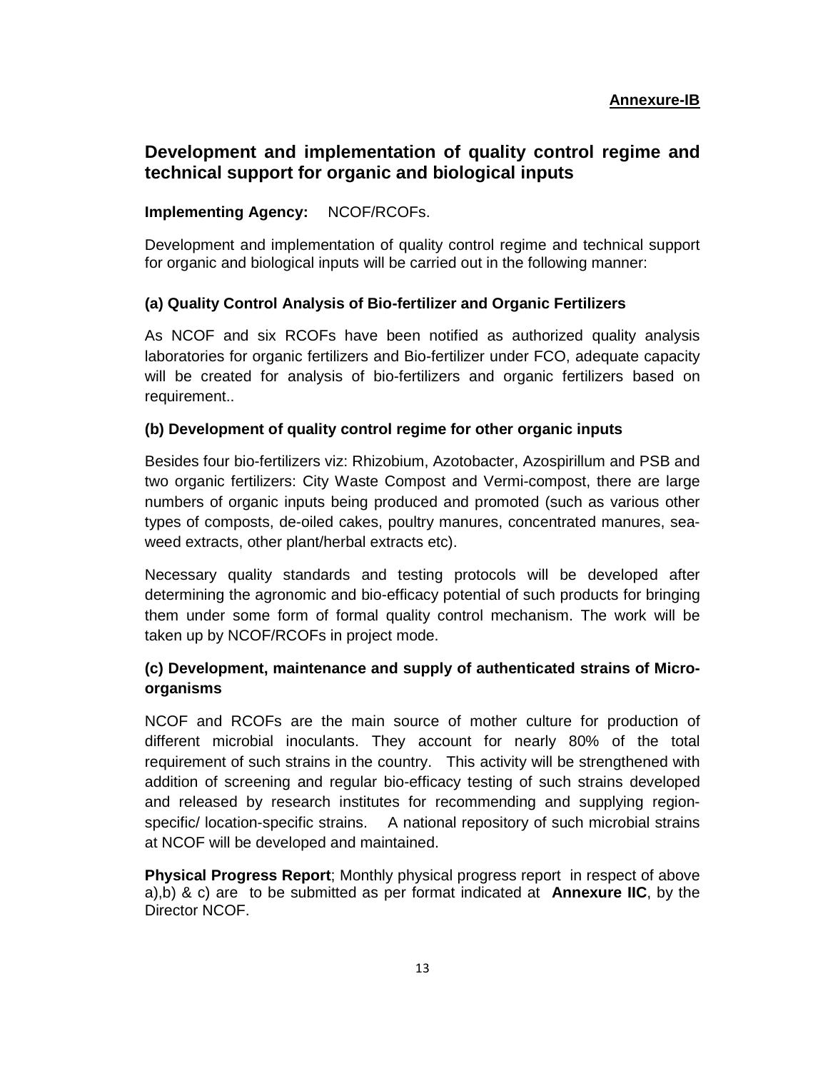**Annexure-IB**

## Development and implementation of quality control regime and technical support for organic and biological inputs

**Implementing Agency:** NCOF/RCOFs.

Development and implementation of quality control regime and technical support for organic and biological inputs will be carried out in the following manner:

### (a) Quality Control Analysis of Bio-fertilizer and Organic Fertilizers

As NCOF and six RCOFs have been notified as authorized quality analysis laboratories for organic fertilizers and Bio-fertilizer under FCO, adequate capacity will be created for analysis of bio-fertilizers and organic fertilizers based on requirement..

### (b) Development of quality control regime for other organic inputs

Besides four bio-fertilizers viz: Rhizobium, Azotobacter, Azospirillum and PSB and two organic fertilizers: City Waste Compost and Vermi-compost, there are large numbers of organic inputs being produced and promoted (such as various other types of composts, de-oiled cakes, poultry manures, concentrated manures, sea-weed extracts, other plant/herbal extracts etc).

Necessary quality standards and testing protocols will be developed after determining the agronomic and bio-efficacy potential of such products for bringing them under some form of formal quality control mechanism. The work will be taken up by NCOF/RCOFs in project mode.

### (c) Development, maintenance and supply of authenticated strains of Micro-organisms

NCOF and RCOFs are the main source of mother culture for production of different microbial inoculants. They account for nearly 80% of the total requirement of such strains in the country. This activity will be strengthened with addition of screening and regular bio-efficacy testing of such strains developed and released by research institutes for recommending and supplying region-specific/ location-specific strains. A national repository of such microbial strains at NCOF will be developed and maintained.

**Physical Progress Report**; Monthly physical progress report in respect of above a),b) & c) are to be submitted as per format indicated at **Annexure IIC**, by the Director NCOF.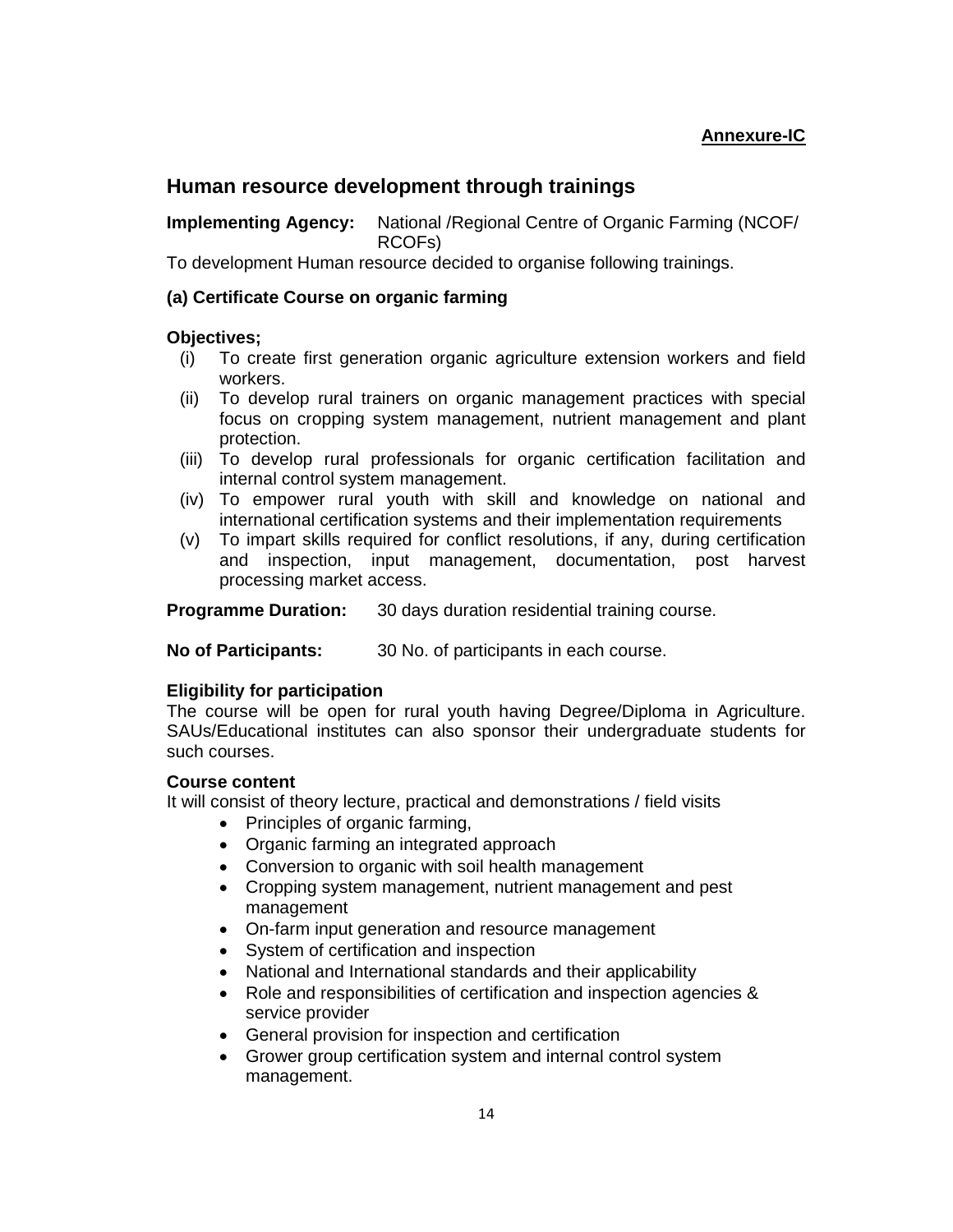**Annexure-IC**

## Human resource development through trainings

**Implementing Agency:** National /Regional Centre of Organic Farming (NCOF/ RCOFs)

To development Human resource decided to organise following trainings.

### (a) Certificate Course on organic farming

**Objectives;**

- (i) To create first generation organic agriculture extension workers and field workers.
- (ii) To develop rural trainers on organic management practices with special focus on cropping system management, nutrient management and plant protection.
- (iii) To develop rural professionals for organic certification facilitation and internal control system management.
- (iv) To empower rural youth with skill and knowledge on national and international certification systems and their implementation requirements
- (v) To impart skills required for conflict resolutions, if any, during certification and inspection, input management, documentation, post harvest processing market access.

**Programme Duration:** 30 days duration residential training course.

**No of Participants:** 30 No. of participants in each course.

**Eligibility for participation**

The course will be open for rural youth having Degree/Diploma in Agriculture. SAUs/Educational institutes can also sponsor their undergraduate students for such courses.

**Course content**

It will consist of theory lecture, practical and demonstrations / field visits

- Principles of organic farming,
- Organic farming an integrated approach
- Conversion to organic with soil health management
- Cropping system management, nutrient management and pest management
- On-farm input generation and resource management
- System of certification and inspection
- National and International standards and their applicability
- Role and responsibilities of certification and inspection agencies & service provider
- General provision for inspection and certification
- Grower group certification system and internal control system management.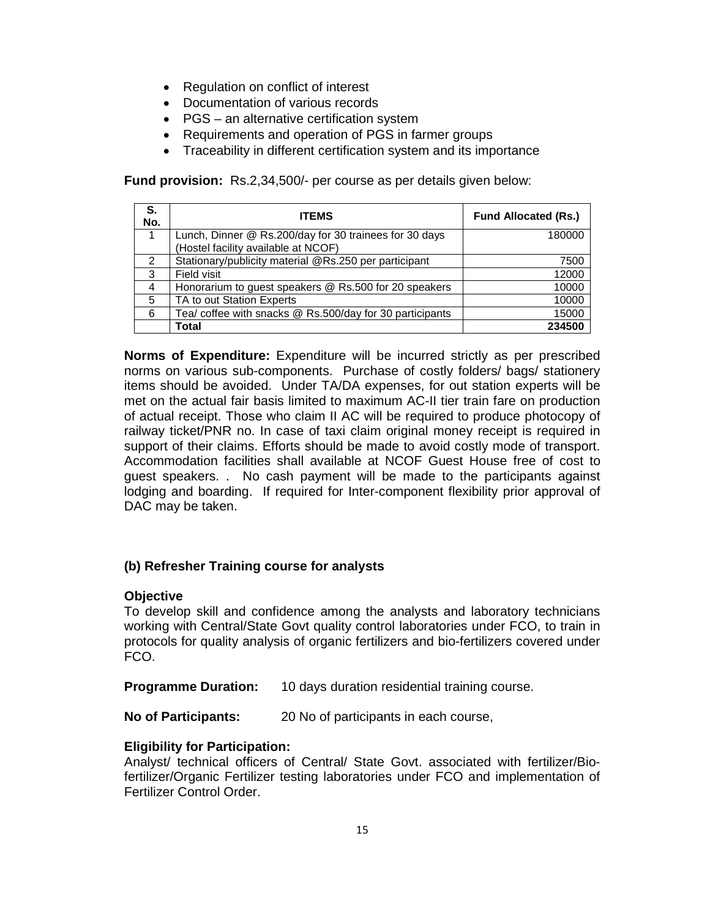- Regulation on conflict of interest
- Documentation of various records
- PGS – an alternative certification system
- Requirements and operation of PGS in farmer groups
- Traceability in different certification system and its importance

**Fund provision:** Rs.2,34,500/- per course as per details given below:

| S. No. | ITEMS | Fund Allocated (Rs.) |
|---|---|---|
| 1 | Lunch, Dinner @ Rs.200/day for 30 trainees for 30 days (Hostel facility available at NCOF) | 180000 |
| 2 | Stationary/publicity material @Rs.250 per participant | 7500 |
| 3 | Field visit | 12000 |
| 4 | Honorarium to guest speakers @ Rs.500 for 20 speakers | 10000 |
| 5 | TA to out Station Experts | 10000 |
| 6 | Tea/ coffee with snacks @ Rs.500/day for 30 participants | 15000 |
| | **Total** | **234500** |

**Norms of Expenditure:** Expenditure will be incurred strictly as per prescribed norms on various sub-components. Purchase of costly folders/ bags/ stationery items should be avoided. Under TA/DA expenses, for out station experts will be met on the actual fair basis limited to maximum AC-II tier train fare on production of actual receipt. Those who claim II AC will be required to produce photocopy of railway ticket/PNR no. In case of taxi claim original money receipt is required in support of their claims. Efforts should be made to avoid costly mode of transport. Accommodation facilities shall available at NCOF Guest House free of cost to guest speakers. . No cash payment will be made to the participants against lodging and boarding. If required for Inter-component flexibility prior approval of DAC may be taken.

### (b) Refresher Training course for analysts

**Objective**

To develop skill and confidence among the analysts and laboratory technicians working with Central/State Govt quality control laboratories under FCO, to train in protocols for quality analysis of organic fertilizers and bio-fertilizers covered under FCO.

**Programme Duration:** 10 days duration residential training course.

**No of Participants:** 20 No of participants in each course,

**Eligibility for Participation:**

Analyst/ technical officers of Central/ State Govt. associated with fertilizer/Bio-fertilizer/Organic Fertilizer testing laboratories under FCO and implementation of Fertilizer Control Order.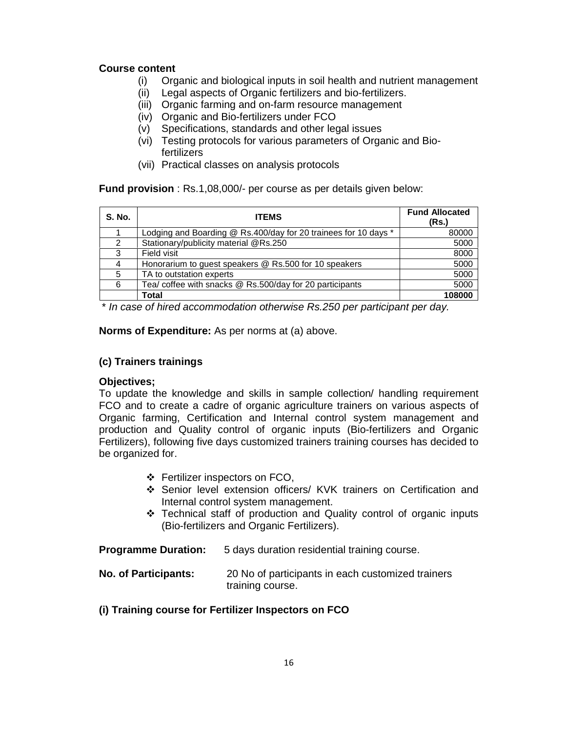**Course content**

- (i) Organic and biological inputs in soil health and nutrient management
- (ii) Legal aspects of Organic fertilizers and bio-fertilizers.
- (iii) Organic farming and on-farm resource management
- (iv) Organic and Bio-fertilizers under FCO
- (v) Specifications, standards and other legal issues
- (vi) Testing protocols for various parameters of Organic and Bio-fertilizers
- (vii) Practical classes on analysis protocols

**Fund provision** : Rs.1,08,000/- per course as per details given below:

| S. No. | ITEMS | Fund Allocated (Rs.) |
|---|---|---|
| 1 | Lodging and Boarding @ Rs.400/day for 20 trainees for 10 days * | 80000 |
| 2 | Stationary/publicity material @Rs.250 | 5000 |
| 3 | Field visit | 8000 |
| 4 | Honorarium to guest speakers @ Rs.500 for 10 speakers | 5000 |
| 5 | TA to outstation experts | 5000 |
| 6 | Tea/ coffee with snacks @ Rs.500/day for 20 participants | 5000 |
| | **Total** | **108000** |

*\* In case of hired accommodation otherwise Rs.250 per participant per day.*

**Norms of Expenditure:** As per norms at (a) above.

### (c) Trainers trainings

**Objectives;**

To update the knowledge and skills in sample collection/ handling requirement FCO and to create a cadre of organic agriculture trainers on various aspects of Organic farming, Certification and Internal control system management and production and Quality control of organic inputs (Bio-fertilizers and Organic Fertilizers), following five days customized trainers training courses has decided to be organized for.

- ❖ Fertilizer inspectors on FCO,
- ❖ Senior level extension officers/ KVK trainers on Certification and Internal control system management.
- ❖ Technical staff of production and Quality control of organic inputs (Bio-fertilizers and Organic Fertilizers).

**Programme Duration:** 5 days duration residential training course.

**No. of Participants:** 20 No of participants in each customized trainers training course.

**(i) Training course for Fertilizer Inspectors on FCO**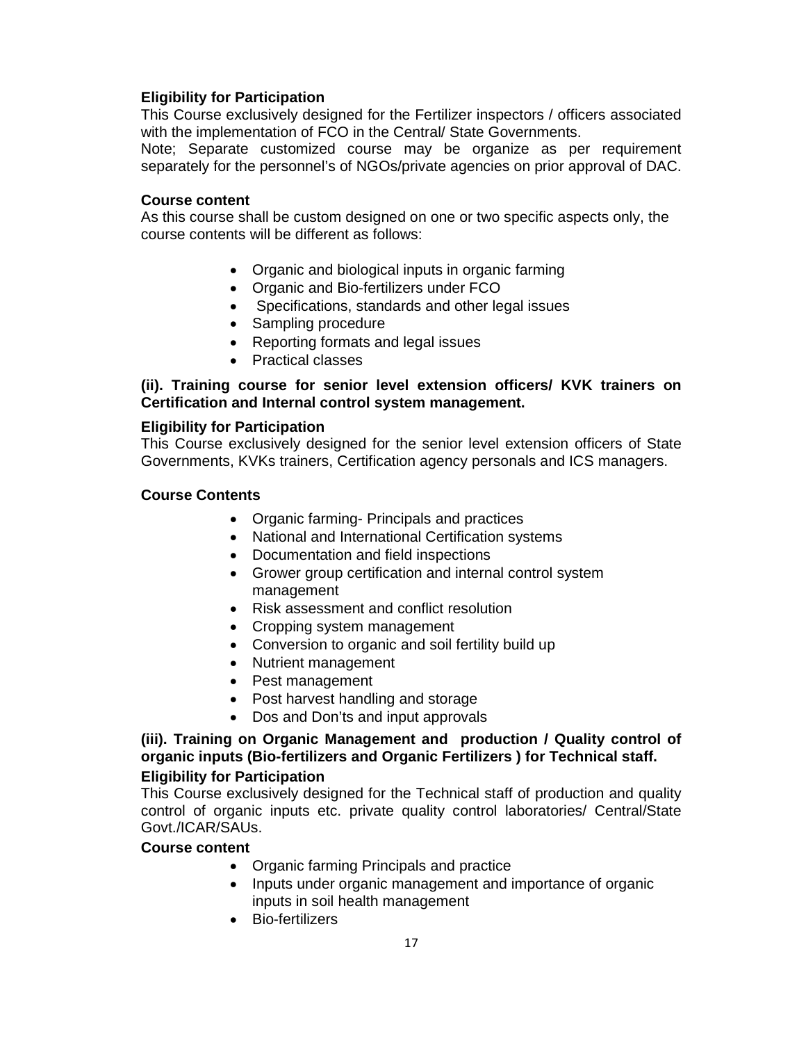**Eligibility for Participation**

This Course exclusively designed for the Fertilizer inspectors / officers associated with the implementation of FCO in the Central/ State Governments.

Note; Separate customized course may be organize as per requirement separately for the personnel's of NGOs/private agencies on prior approval of DAC.

**Course content**

As this course shall be custom designed on one or two specific aspects only, the course contents will be different as follows:

- Organic and biological inputs in organic farming
- Organic and Bio-fertilizers under FCO
- Specifications, standards and other legal issues
- Sampling procedure
- Reporting formats and legal issues
- Practical classes

**(ii). Training course for senior level extension officers/ KVK trainers on Certification and Internal control system management.**

**Eligibility for Participation**

This Course exclusively designed for the senior level extension officers of State Governments, KVKs trainers, Certification agency personals and ICS managers.

**Course Contents**

- Organic farming- Principals and practices
- National and International Certification systems
- Documentation and field inspections
- Grower group certification and internal control system management
- Risk assessment and conflict resolution
- Cropping system management
- Conversion to organic and soil fertility build up
- Nutrient management
- Pest management
- Post harvest handling and storage
- Dos and Don'ts and input approvals

**(iii). Training on Organic Management and production / Quality control of organic inputs (Bio-fertilizers and Organic Fertilizers ) for Technical staff.**

**Eligibility for Participation**

This Course exclusively designed for the Technical staff of production and quality control of organic inputs etc. private quality control laboratories/ Central/State Govt./ICAR/SAUs.

**Course content**

- Organic farming Principals and practice
- Inputs under organic management and importance of organic inputs in soil health management
- Bio-fertilizers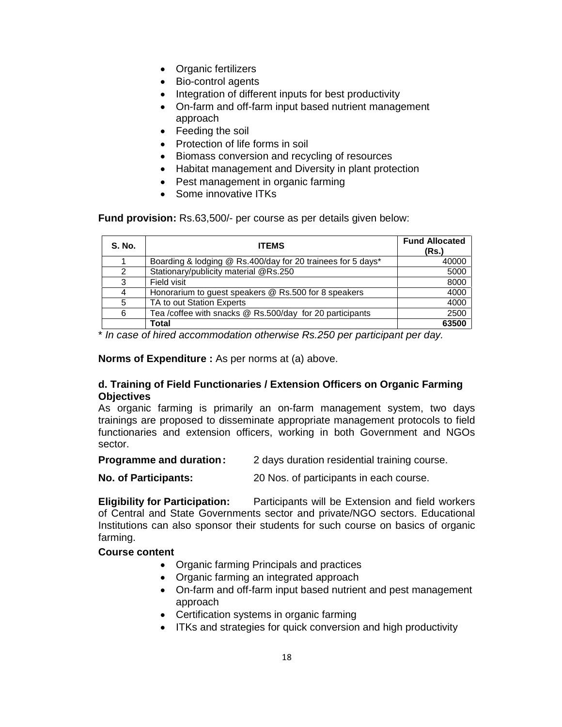- Organic fertilizers
- Bio-control agents
- Integration of different inputs for best productivity
- On-farm and off-farm input based nutrient management approach
- Feeding the soil
- Protection of life forms in soil
- Biomass conversion and recycling of resources
- Habitat management and Diversity in plant protection
- Pest management in organic farming
- Some innovative ITKs

**Fund provision:** Rs.63,500/- per course as per details given below:

| S. No. | ITEMS | Fund Allocated (Rs.) |
|---|---|---|
| 1 | Boarding & lodging @ Rs.400/day for 20 trainees for 5 days* | 40000 |
| 2 | Stationary/publicity material @Rs.250 | 5000 |
| 3 | Field visit | 8000 |
| 4 | Honorarium to guest speakers @ Rs.500 for 8 speakers | 4000 |
| 5 | TA to out Station Experts | 4000 |
| 6 | Tea /coffee with snacks @ Rs.500/day for 20 participants | 2500 |
| | **Total** | **63500** |

\* *In case of hired accommodation otherwise Rs.250 per participant per day.*

**Norms of Expenditure :** As per norms at (a) above.

### d. Training of Field Functionaries / Extension Officers on Organic Farming

**Objectives**

As organic farming is primarily an on-farm management system, two days trainings are proposed to disseminate appropriate management protocols to field functionaries and extension officers, working in both Government and NGOs sector.

**Programme and duration:** 2 days duration residential training course.

**No. of Participants:** 20 Nos. of participants in each course.

**Eligibility for Participation:** Participants will be Extension and field workers of Central and State Governments sector and private/NGO sectors. Educational Institutions can also sponsor their students for such course on basics of organic farming.

**Course content**

- Organic farming Principals and practices
- Organic farming an integrated approach
- On-farm and off-farm input based nutrient and pest management approach
- Certification systems in organic farming
- ITKs and strategies for quick conversion and high productivity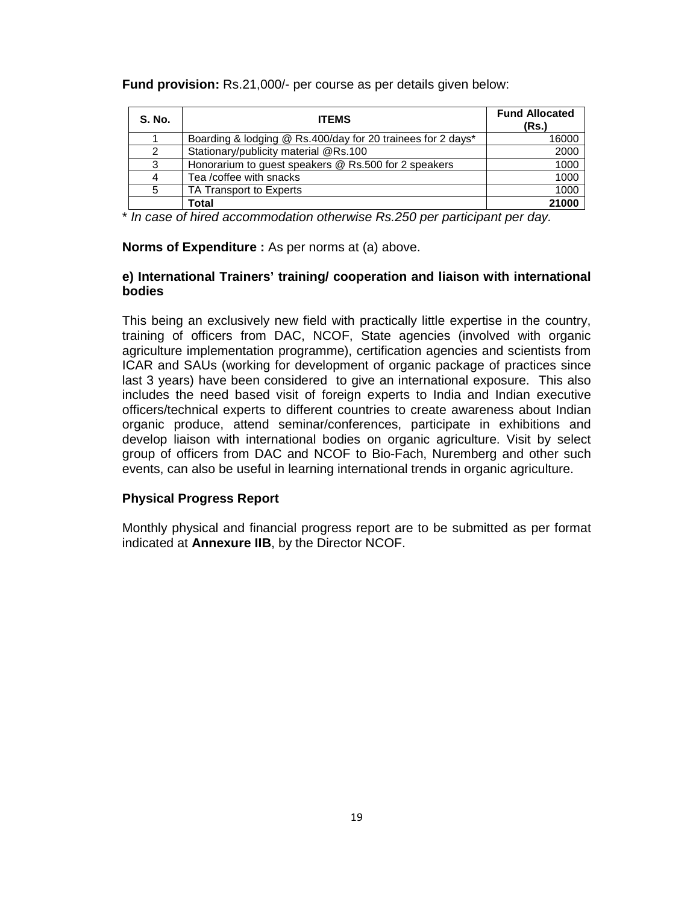**Fund provision:** Rs.21,000/- per course as per details given below:

| S. No. | ITEMS | Fund Allocated (Rs.) |
|---|---|---|
| 1 | Boarding & lodging @ Rs.400/day for 20 trainees for 2 days* | 16000 |
| 2 | Stationary/publicity material @Rs.100 | 2000 |
| 3 | Honorarium to guest speakers @ Rs.500 for 2 speakers | 1000 |
| 4 | Tea /coffee with snacks | 1000 |
| 5 | TA Transport to Experts | 1000 |
| | **Total** | **21000** |

\* *In case of hired accommodation otherwise Rs.250 per participant per day.*

**Norms of Expenditure :** As per norms at (a) above.

**e) International Trainers' training/ cooperation and liaison with international bodies**

This being an exclusively new field with practically little expertise in the country, training of officers from DAC, NCOF, State agencies (involved with organic agriculture implementation programme), certification agencies and scientists from ICAR and SAUs (working for development of organic package of practices since last 3 years) have been considered to give an international exposure. This also includes the need based visit of foreign experts to India and Indian executive officers/technical experts to different countries to create awareness about Indian organic produce, attend seminar/conferences, participate in exhibitions and develop liaison with international bodies on organic agriculture. Visit by select group of officers from DAC and NCOF to Bio-Fach, Nuremberg and other such events, can also be useful in learning international trends in organic agriculture.

**Physical Progress Report**

Monthly physical and financial progress report are to be submitted as per format indicated at **Annexure IIB**, by the Director NCOF.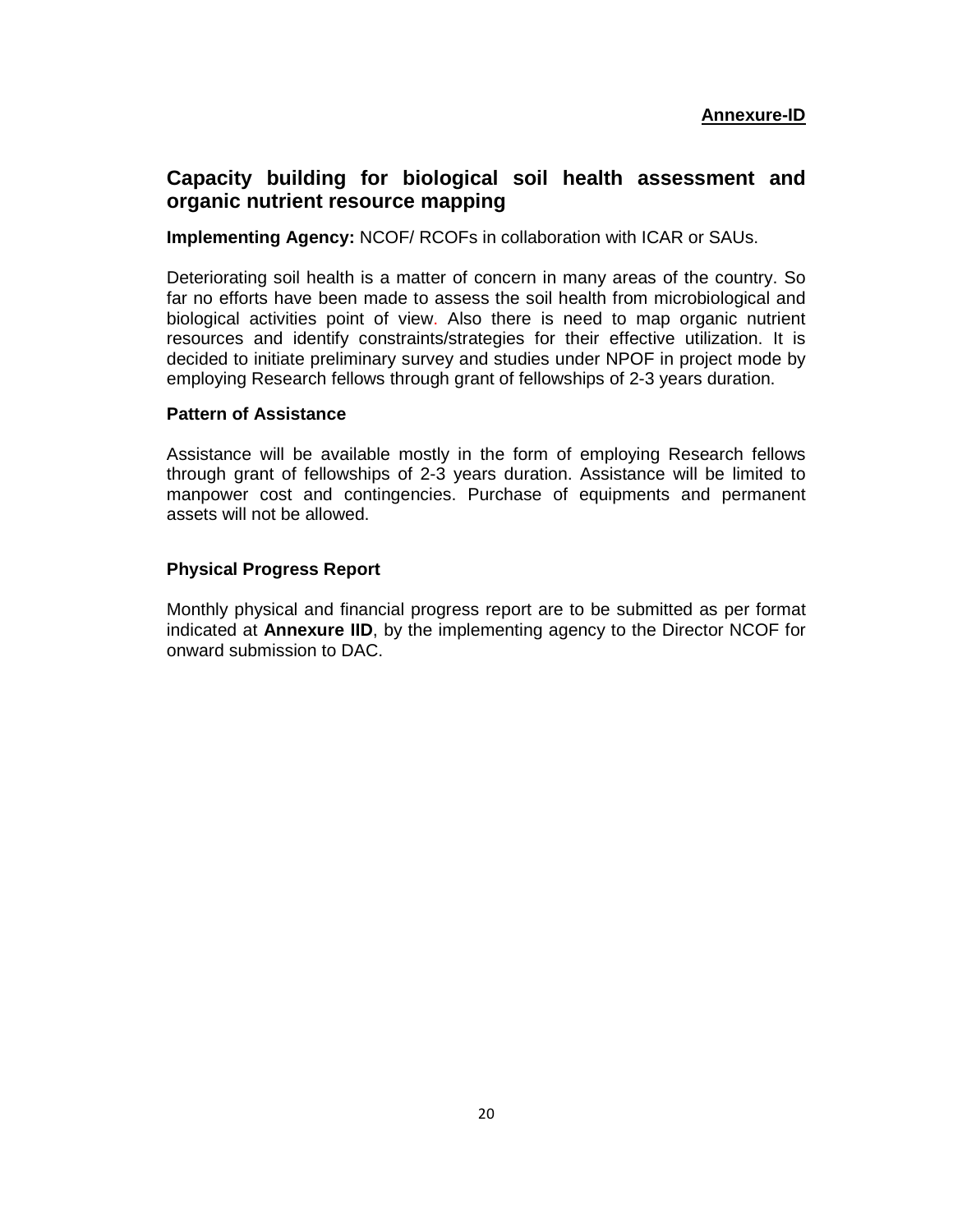**Annexure-ID**

## Capacity building for biological soil health assessment and organic nutrient resource mapping

**Implementing Agency:** NCOF/ RCOFs in collaboration with ICAR or SAUs.

Deteriorating soil health is a matter of concern in many areas of the country. So far no efforts have been made to assess the soil health from microbiological and biological activities point of view. Also there is need to map organic nutrient resources and identify constraints/strategies for their effective utilization. It is decided to initiate preliminary survey and studies under NPOF in project mode by employing Research fellows through grant of fellowships of 2-3 years duration.

### Pattern of Assistance

Assistance will be available mostly in the form of employing Research fellows through grant of fellowships of 2-3 years duration. Assistance will be limited to manpower cost and contingencies. Purchase of equipments and permanent assets will not be allowed.

### Physical Progress Report

Monthly physical and financial progress report are to be submitted as per format indicated at **Annexure IID**, by the implementing agency to the Director NCOF for onward submission to DAC.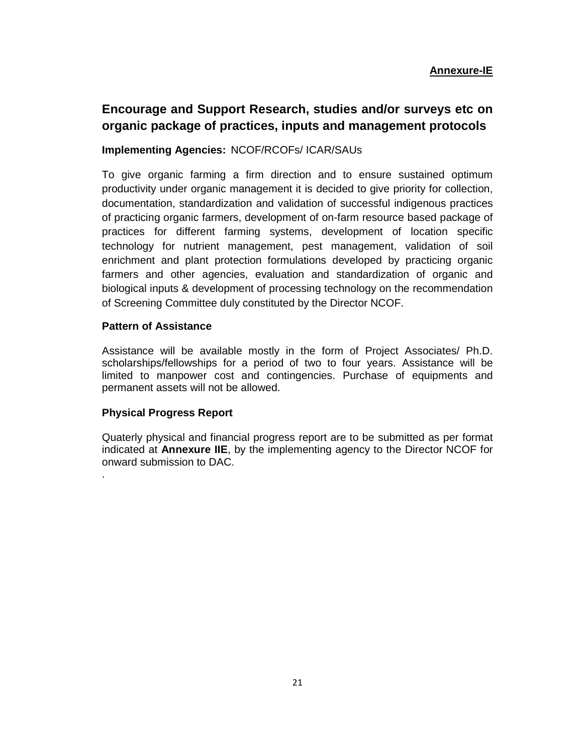**Annexure-IE**

## Encourage and Support Research, studies and/or surveys etc on organic package of practices, inputs and management protocols

**Implementing Agencies:** NCOF/RCOFs/ ICAR/SAUs

To give organic farming a firm direction and to ensure sustained optimum productivity under organic management it is decided to give priority for collection, documentation, standardization and validation of successful indigenous practices of practicing organic farmers, development of on-farm resource based package of practices for different farming systems, development of location specific technology for nutrient management, pest management, validation of soil enrichment and plant protection formulations developed by practicing organic farmers and other agencies, evaluation and standardization of organic and biological inputs & development of processing technology on the recommendation of Screening Committee duly constituted by the Director NCOF.

### Pattern of Assistance

Assistance will be available mostly in the form of Project Associates/ Ph.D. scholarships/fellowships for a period of two to four years. Assistance will be limited to manpower cost and contingencies. Purchase of equipments and permanent assets will not be allowed.

### Physical Progress Report

Quaterly physical and financial progress report are to be submitted as per format indicated at **Annexure IIE**, by the implementing agency to the Director NCOF for onward submission to DAC.

.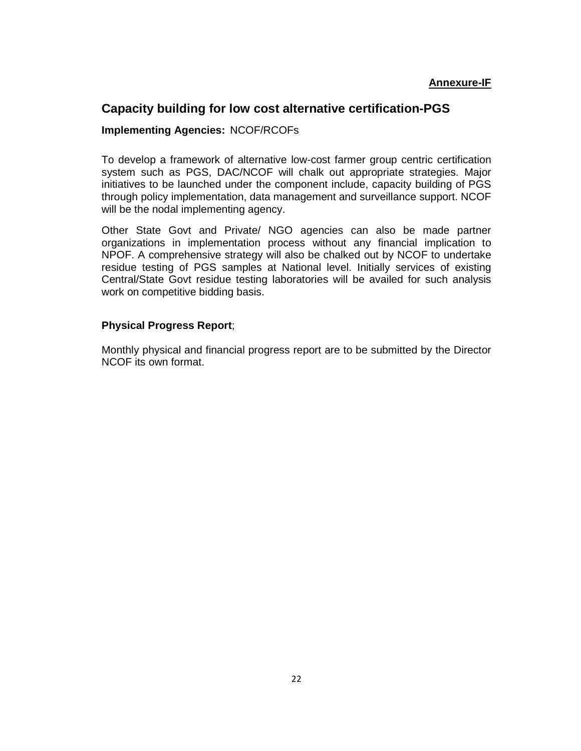**Annexure-IF**

## Capacity building for low cost alternative certification-PGS

**Implementing Agencies:** NCOF/RCOFs

To develop a framework of alternative low-cost farmer group centric certification system such as PGS, DAC/NCOF will chalk out appropriate strategies. Major initiatives to be launched under the component include, capacity building of PGS through policy implementation, data management and surveillance support. NCOF will be the nodal implementing agency.

Other State Govt and Private/ NGO agencies can also be made partner organizations in implementation process without any financial implication to NPOF. A comprehensive strategy will also be chalked out by NCOF to undertake residue testing of PGS samples at National level. Initially services of existing Central/State Govt residue testing laboratories will be availed for such analysis work on competitive bidding basis.

**Physical Progress Report**;

Monthly physical and financial progress report are to be submitted by the Director NCOF its own format.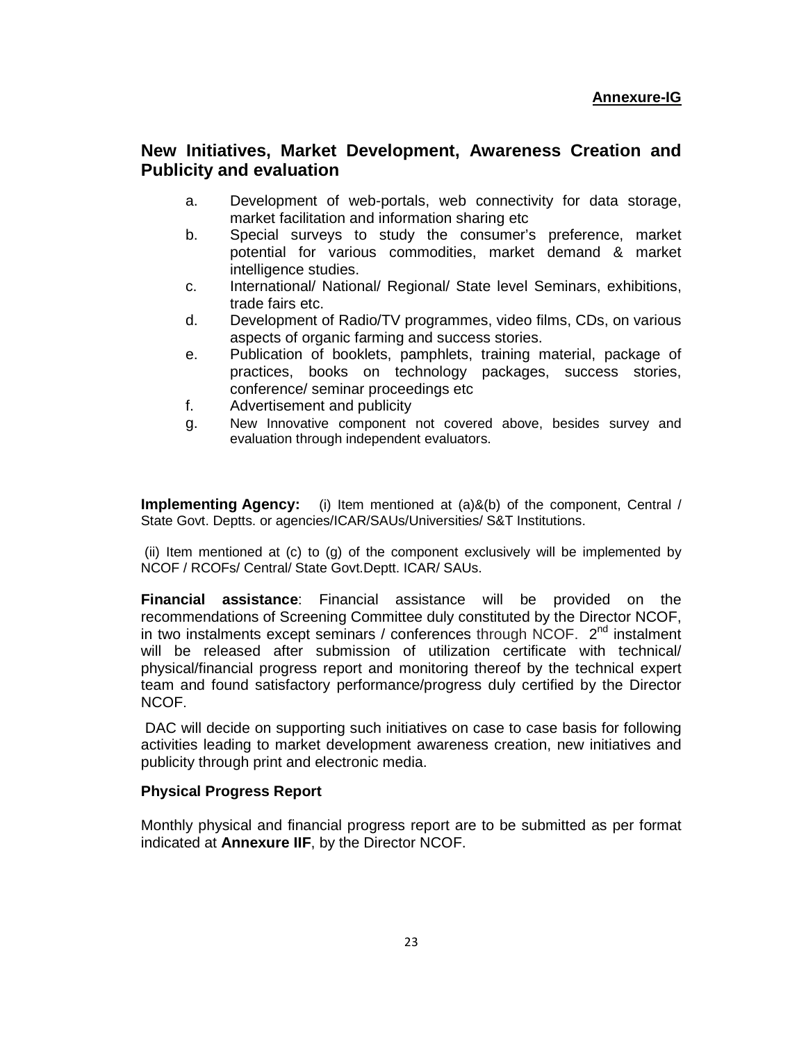**Annexure-IG**

## New Initiatives, Market Development, Awareness Creation and Publicity and evaluation

a. Development of web-portals, web connectivity for data storage, market facilitation and information sharing etc
b. Special surveys to study the consumer's preference, market potential for various commodities, market demand & market intelligence studies.
c. International/ National/ Regional/ State level Seminars, exhibitions, trade fairs etc.
d. Development of Radio/TV programmes, video films, CDs, on various aspects of organic farming and success stories.
e. Publication of booklets, pamphlets, training material, package of practices, books on technology packages, success stories, conference/ seminar proceedings etc
f. Advertisement and publicity
g. New Innovative component not covered above, besides survey and evaluation through independent evaluators.

**Implementing Agency:** (i) Item mentioned at (a)&(b) of the component, Central / State Govt. Deptts. or agencies/ICAR/SAUs/Universities/ S&T Institutions.

(ii) Item mentioned at (c) to (g) of the component exclusively will be implemented by NCOF / RCOFs/ Central/ State Govt.Deptt. ICAR/ SAUs.

**Financial assistance**: Financial assistance will be provided on the recommendations of Screening Committee duly constituted by the Director NCOF, in two instalments except seminars / conferences through NCOF. 2nd instalment will be released after submission of utilization certificate with technical/ physical/financial progress report and monitoring thereof by the technical expert team and found satisfactory performance/progress duly certified by the Director NCOF.

DAC will decide on supporting such initiatives on case to case basis for following activities leading to market development awareness creation, new initiatives and publicity through print and electronic media.

**Physical Progress Report**

Monthly physical and financial progress report are to be submitted as per format indicated at **Annexure IIF**, by the Director NCOF.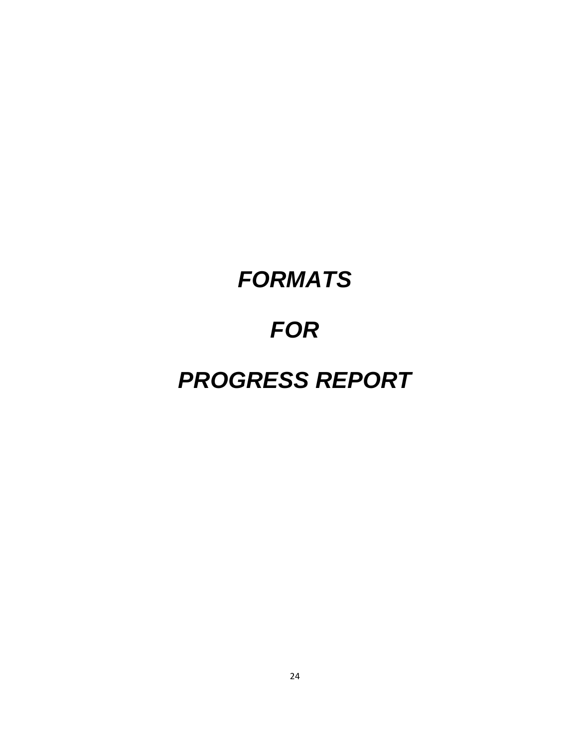# ***FORMATS***

# ***FOR***

# ***PROGRESS REPORT***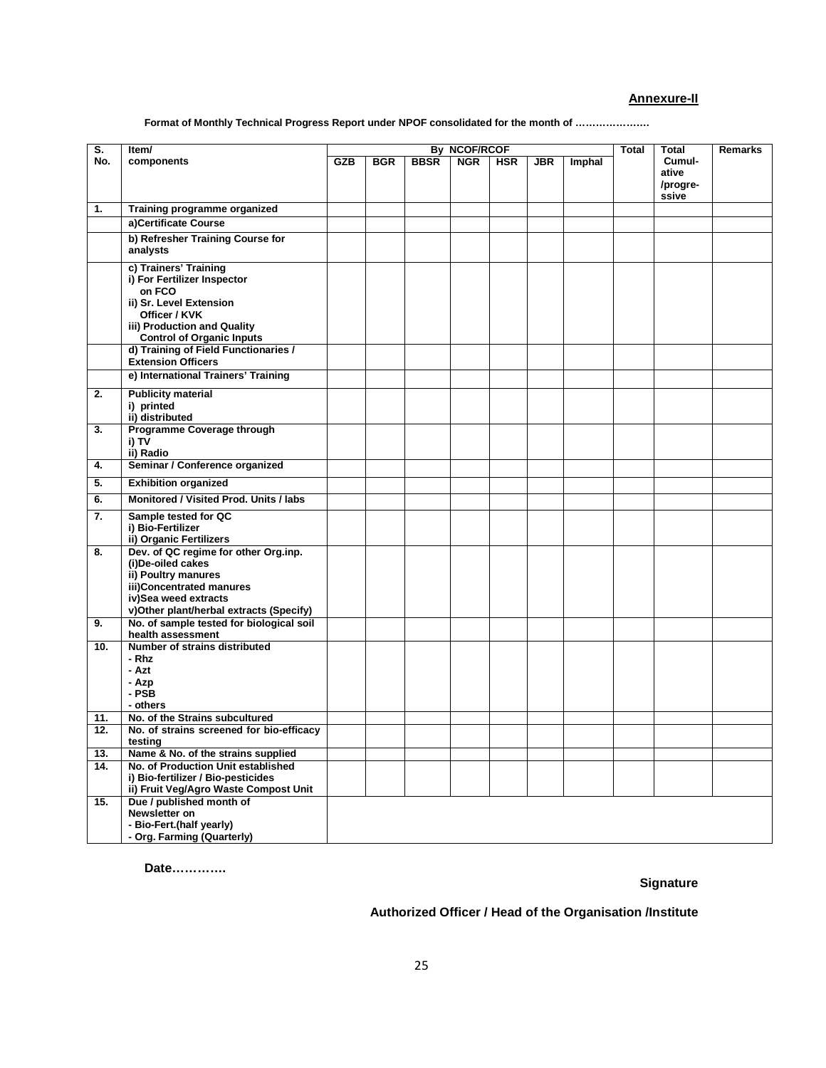**Annexure-II**

**Format of Monthly Technical Progress Report under NPOF consolidated for the month of …………………**

| S. No. | Item/ components | By NCOF/RCOF | | | | | | | Total | Total Cumul-ative /progre-ssive | Remarks |
|---|---|---|---|---|---|---|---|---|---|---|---|
| | | GZB | BGR | BBSR | NGR | HSR | JBR | Imphal | | | |
| 1. | Training programme organized | | | | | | | | | | |
| | a)Certificate Course | | | | | | | | | | |
| | b) Refresher Training Course for analysts | | | | | | | | | | |
| | c) Trainers' Training<br>i) For Fertilizer Inspector on FCO<br>ii) Sr. Level Extension Officer / KVK<br>iii) Production and Quality Control of Organic Inputs | | | | | | | | | | |
| | d) Training of Field Functionaries / Extension Officers | | | | | | | | | | |
| | e) International Trainers' Training | | | | | | | | | | |
| 2. | Publicity material<br>i) printed<br>ii) distributed | | | | | | | | | | |
| 3. | Programme Coverage through<br>i) TV<br>ii) Radio | | | | | | | | | | |
| 4. | Seminar / Conference organized | | | | | | | | | | |
| 5. | Exhibition organized | | | | | | | | | | |
| 6. | Monitored / Visited Prod. Units / labs | | | | | | | | | | |
| 7. | Sample tested for QC<br>i) Bio-Fertilizer<br>ii) Organic Fertilizers | | | | | | | | | | |
| 8. | Dev. of QC regime for other Org.inp.<br>(i)De-oiled cakes<br>ii) Poultry manures<br>iii)Concentrated manures<br>iv)Sea weed extracts<br>v)Other plant/herbal extracts (Specify) | | | | | | | | | | |
| 9. | No. of sample tested for biological soil health assessment | | | | | | | | | | |
| 10. | Number of strains distributed<br>- Rhz<br>- Azt<br>- Azp<br>- PSB<br>- others | | | | | | | | | | |
| 11. | No. of the Strains subcultured | | | | | | | | | | |
| 12. | No. of strains screened for bio-efficacy testing | | | | | | | | | | |
| 13. | Name & No. of the strains supplied | | | | | | | | | | |
| 14. | No. of Production Unit established<br>i) Bio-fertilizer / Bio-pesticides<br>ii) Fruit Veg/Agro Waste Compost Unit | | | | | | | | | | |
| 15. | Due / published month of Newsletter on<br>- Bio-Fert.(half yearly)<br>- Org. Farming (Quarterly) | | | | | | | | | | |

**Date………….**

**Signature**

**Authorized Officer / Head of the Organisation /Institute**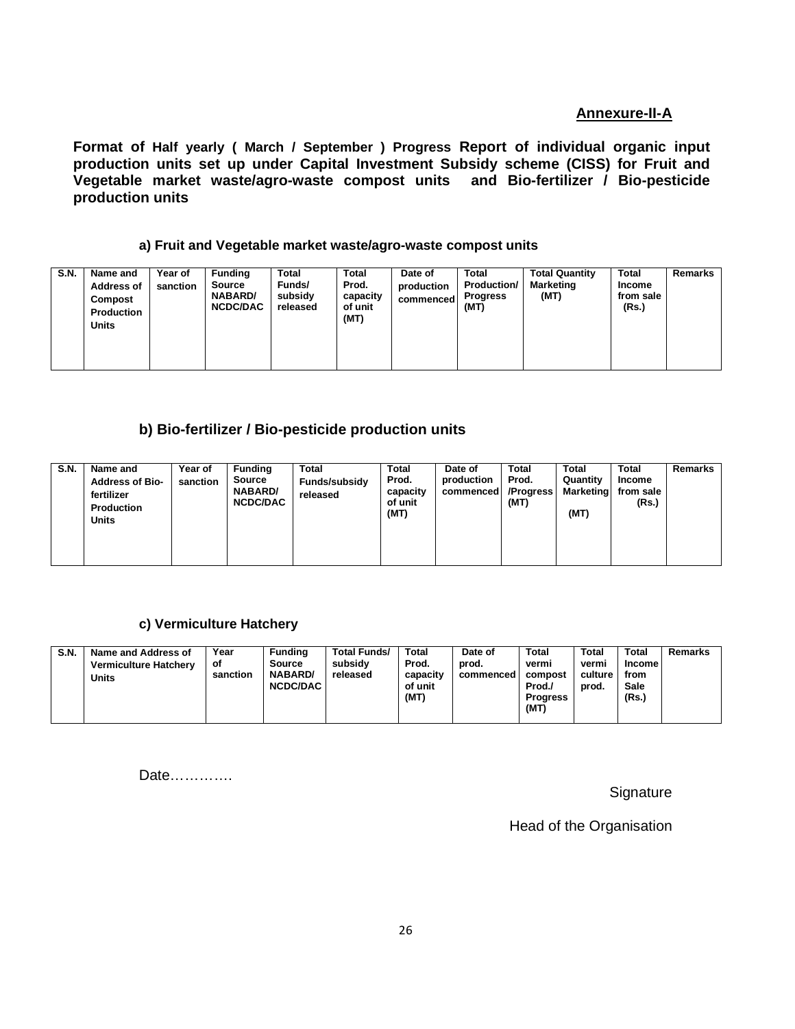**Annexure-II-A**

**Format of Half yearly ( March / September ) Progress Report of individual organic input production units set up under Capital Investment Subsidy scheme (CISS) for Fruit and Vegetable market waste/agro-waste compost units and Bio-fertilizer / Bio-pesticide production units**

**a) Fruit and Vegetable market waste/agro-waste compost units**

| S.N. | Name and Address of Compost Production Units | Year of sanction | Funding Source NABARD/ NCDC/DAC | Total Funds/ subsidy released | Total Prod. capacity of unit (MT) | Date of production commenced | Total Production/ Progress (MT) | Total Quantity Marketing (MT) | Total Income from sale (Rs.) | Remarks |
|---|---|---|---|---|---|---|---|---|---|---|
| | | | | | | | | | | |

**b) Bio-fertilizer / Bio-pesticide production units**

| S.N. | Name and Address of Bio-fertilizer Production Units | Year of sanction | Funding Source NABARD/ NCDC/DAC | Total Funds/subsidy released | Total Prod. capacity of unit (MT) | Date of production commenced | Total Prod. /Progress (MT) | Total Quantity Marketing (MT) | Total Income from sale (Rs.) | Remarks |
|---|---|---|---|---|---|---|---|---|---|---|
| | | | | | | | | | | |

**c) Vermiculture Hatchery**

| S.N. | Name and Address of Vermiculture Hatchery Units | Year of sanction | Funding Source NABARD/ NCDC/DAC | Total Funds/ subsidy released | Total Prod. capacity of unit (MT) | Date of prod. commenced | Total vermi compost Prod./ Progress (MT) | Total vermi culture prod. | Total Income from Sale (Rs.) | Remarks |
|---|---|---|---|---|---|---|---|---|---|---|
| | | | | | | | | | | |

Date………….

Signature

Head of the Organisation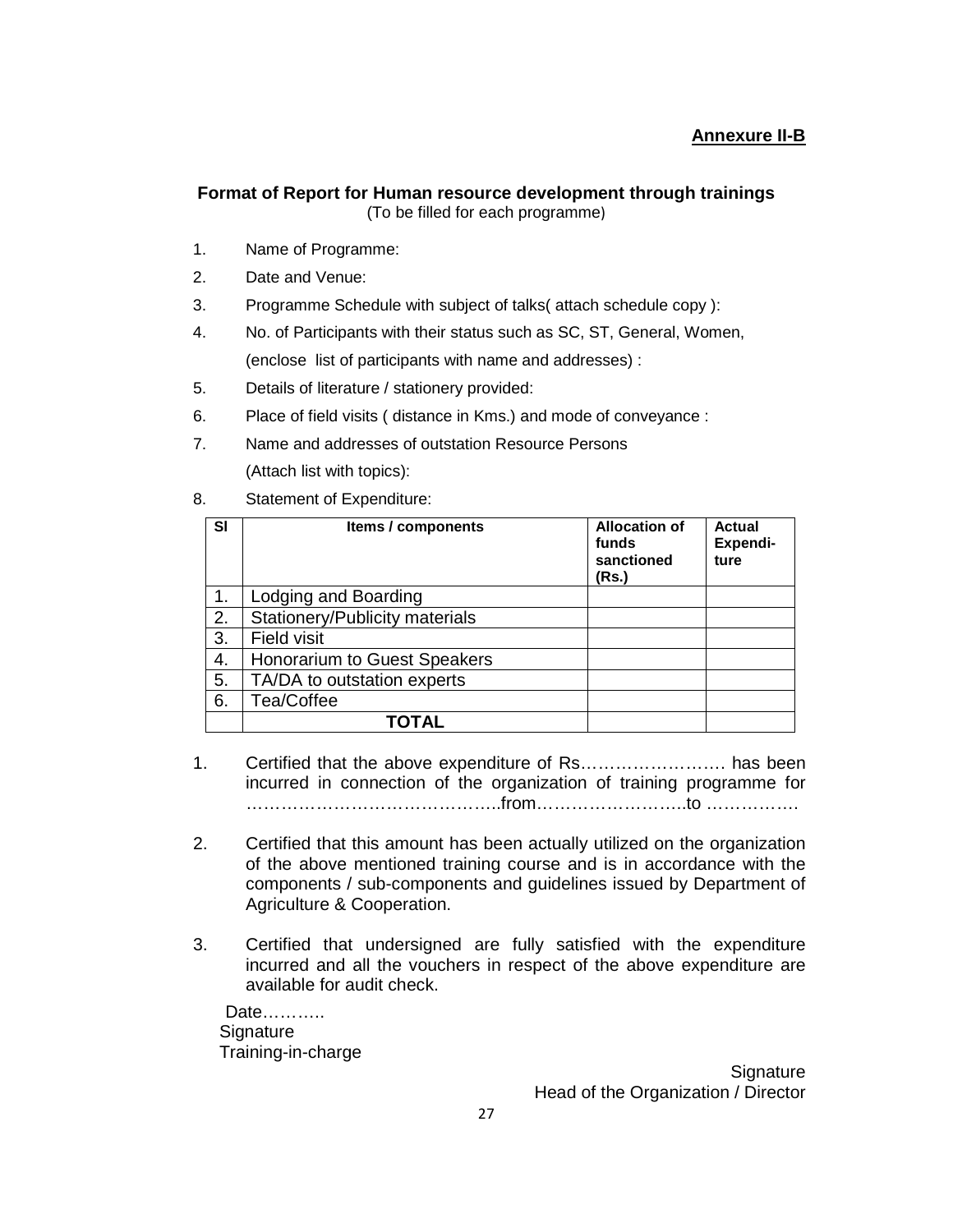**Annexure II-B**

### Format of Report for Human resource development through trainings

(To be filled for each programme)

1. Name of Programme:
2. Date and Venue:
3. Programme Schedule with subject of talks( attach schedule copy ):
4. No. of Participants with their status such as SC, ST, General, Women, (enclose list of participants with name and addresses) :
5. Details of literature / stationery provided:
6. Place of field visits ( distance in Kms.) and mode of conveyance :
7. Name and addresses of outstation Resource Persons (Attach list with topics):
8. Statement of Expenditure:

| Sl | Items / components | Allocation of funds sanctioned (Rs.) | Actual Expendi-ture |
|---|---|---|---|
| 1. | Lodging and Boarding | | |
| 2. | Stationery/Publicity materials | | |
| 3. | Field visit | | |
| 4. | Honorarium to Guest Speakers | | |
| 5. | TA/DA to outstation experts | | |
| 6. | Tea/Coffee | | |
| | **TOTAL** | | |

1. Certified that the above expenditure of Rs…………………… has been incurred in connection of the organization of training programme for ……………………………………..from……………………..to …………….
2. Certified that this amount has been actually utilized on the organization of the above mentioned training course and is in accordance with the components / sub-components and guidelines issued by Department of Agriculture & Cooperation.
3. Certified that undersigned are fully satisfied with the expenditure incurred and all the vouchers in respect of the above expenditure are available for audit check.

Date………..
Signature
Training-in-charge

Signature
Head of the Organization / Director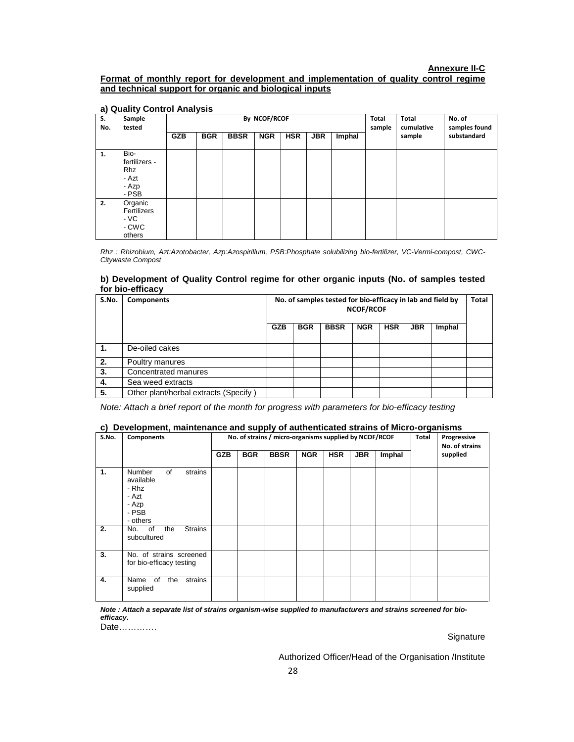**Annexure II-C**

**Format of monthly report for development and implementation of quality control regime and technical support for organic and biological inputs**

**a) Quality Control Analysis**

| S. No. | Sample tested | By NCOF/RCOF | | | | | | | Total sample | Total cumulative sample | No. of samples found substandard |
|---|---|---|---|---|---|---|---|---|---|---|---|
| | | GZB | BGR | BBSR | NGR | HSR | JBR | Imphal | | | |
| 1. | Bio-fertilizers - Rhz<br>- Azt<br>- Azp<br>- PSB | | | | | | | | | | |
| 2. | Organic Fertilizers<br>- VC<br>- CWC<br>others | | | | | | | | | | |

*Rhz : Rhizobium, Azt:Azotobacter, Azp:Azospirillum, PSB:Phosphate solubilizing bio-fertilizer, VC-Vermi-compost, CWC-Citywaste Compost*

**b) Development of Quality Control regime for other organic inputs (No. of samples tested for bio-efficacy**

| S.No. | Components | No. of samples tested for bio-efficacy in lab and field by NCOF/RCOF | | | | | | | Total |
|---|---|---|---|---|---|---|---|---|---|
| | | GZB | BGR | BBSR | NGR | HSR | JBR | Imphal | |
| 1. | De-oiled cakes | | | | | | | | |
| 2. | Poultry manures | | | | | | | | |
| 3. | Concentrated manures | | | | | | | | |
| 4. | Sea weed extracts | | | | | | | | |
| 5. | Other plant/herbal extracts (Specify ) | | | | | | | | |

*Note: Attach a brief report of the month for progress with parameters for bio-efficacy testing*

**c) Development, maintenance and supply of authenticated strains of Micro-organisms**

| S.No. | Components | No. of strains / micro-organisms supplied by NCOF/RCOF | | | | | | | Total | Progressive No. of strains supplied |
|---|---|---|---|---|---|---|---|---|---|---|
| | | GZB | BGR | BBSR | NGR | HSR | JBR | Imphal | | |
| 1. | Number of strains available<br>- Rhz<br>- Azt<br>- Azp<br>- PSB<br>- others | | | | | | | | | |
| 2. | No. of the Strains subcultured | | | | | | | | | |
| 3. | No. of strains screened for bio-efficacy testing | | | | | | | | | |
| 4. | Name of the strains supplied | | | | | | | | | |

***Note : Attach a separate list of strains organism-wise supplied to manufacturers and strains screened for bio-efficacy.***

Date…………

Signature

Authorized Officer/Head of the Organisation /Institute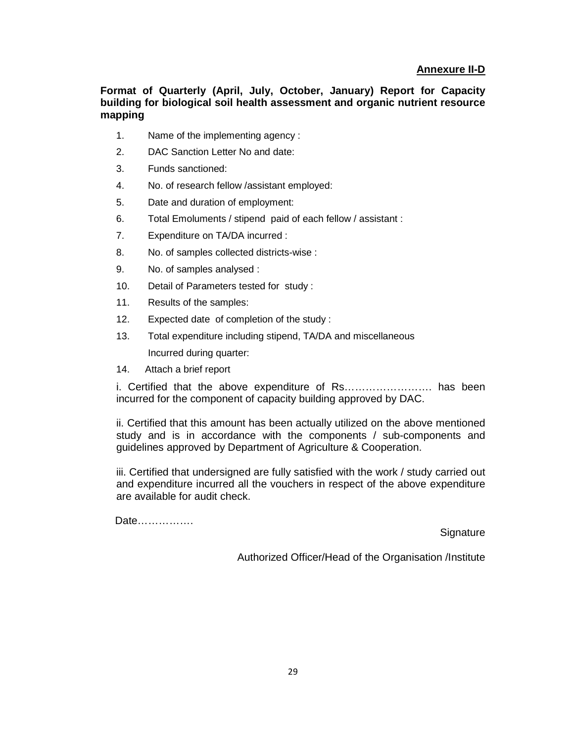**Annexure II-D**

**Format of Quarterly (April, July, October, January) Report for Capacity building for biological soil health assessment and organic nutrient resource mapping**

1. Name of the implementing agency :
2. DAC Sanction Letter No and date:
3. Funds sanctioned:
4. No. of research fellow /assistant employed:
5. Date and duration of employment:
6. Total Emoluments / stipend paid of each fellow / assistant :
7. Expenditure on TA/DA incurred :
8. No. of samples collected districts-wise :
9. No. of samples analysed :
10. Detail of Parameters tested for study :
11. Results of the samples:
12. Expected date of completion of the study :
13. Total expenditure including stipend, TA/DA and miscellaneous
    Incurred during quarter:
14. Attach a brief report

i. Certified that the above expenditure of Rs……………………. has been incurred for the component of capacity building approved by DAC.

ii. Certified that this amount has been actually utilized on the above mentioned study and is in accordance with the components / sub-components and guidelines approved by Department of Agriculture & Cooperation.

iii. Certified that undersigned are fully satisfied with the work / study carried out and expenditure incurred all the vouchers in respect of the above expenditure are available for audit check.

Date…………….

Signature

Authorized Officer/Head of the Organisation /Institute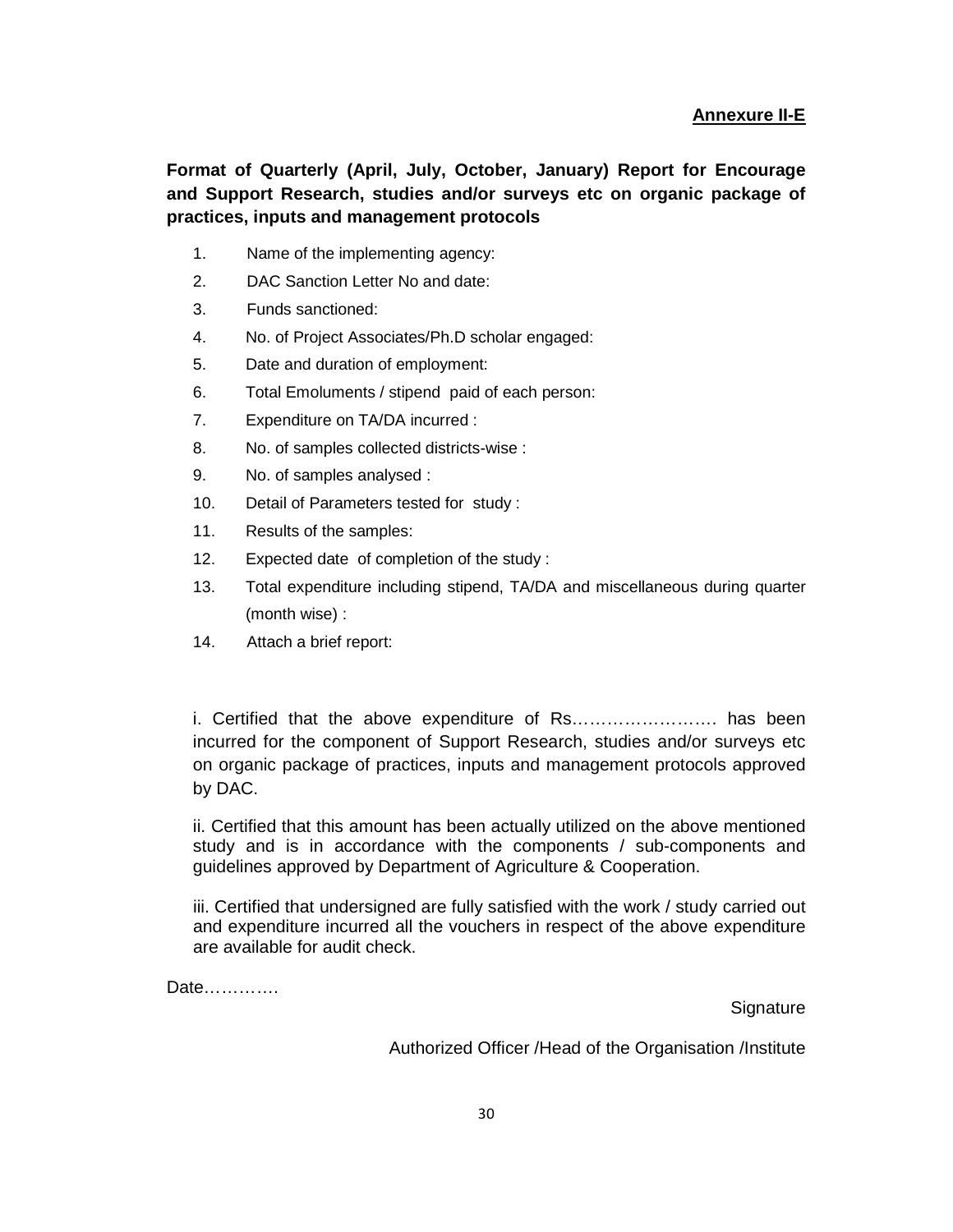**Annexure II-E**

**Format of Quarterly (April, July, October, January) Report for Encourage and Support Research, studies and/or surveys etc on organic package of practices, inputs and management protocols**

1. Name of the implementing agency:
2. DAC Sanction Letter No and date:
3. Funds sanctioned:
4. No. of Project Associates/Ph.D scholar engaged:
5. Date and duration of employment:
6. Total Emoluments / stipend paid of each person:
7. Expenditure on TA/DA incurred :
8. No. of samples collected districts-wise :
9. No. of samples analysed :
10. Detail of Parameters tested for study :
11. Results of the samples:
12. Expected date of completion of the study :
13. Total expenditure including stipend, TA/DA and miscellaneous during quarter (month wise) :
14. Attach a brief report:

i. Certified that the above expenditure of Rs……………………. has been incurred for the component of Support Research, studies and/or surveys etc on organic package of practices, inputs and management protocols approved by DAC.

ii. Certified that this amount has been actually utilized on the above mentioned study and is in accordance with the components / sub-components and guidelines approved by Department of Agriculture & Cooperation.

iii. Certified that undersigned are fully satisfied with the work / study carried out and expenditure incurred all the vouchers in respect of the above expenditure are available for audit check.

Date………….

Signature

Authorized Officer /Head of the Organisation /Institute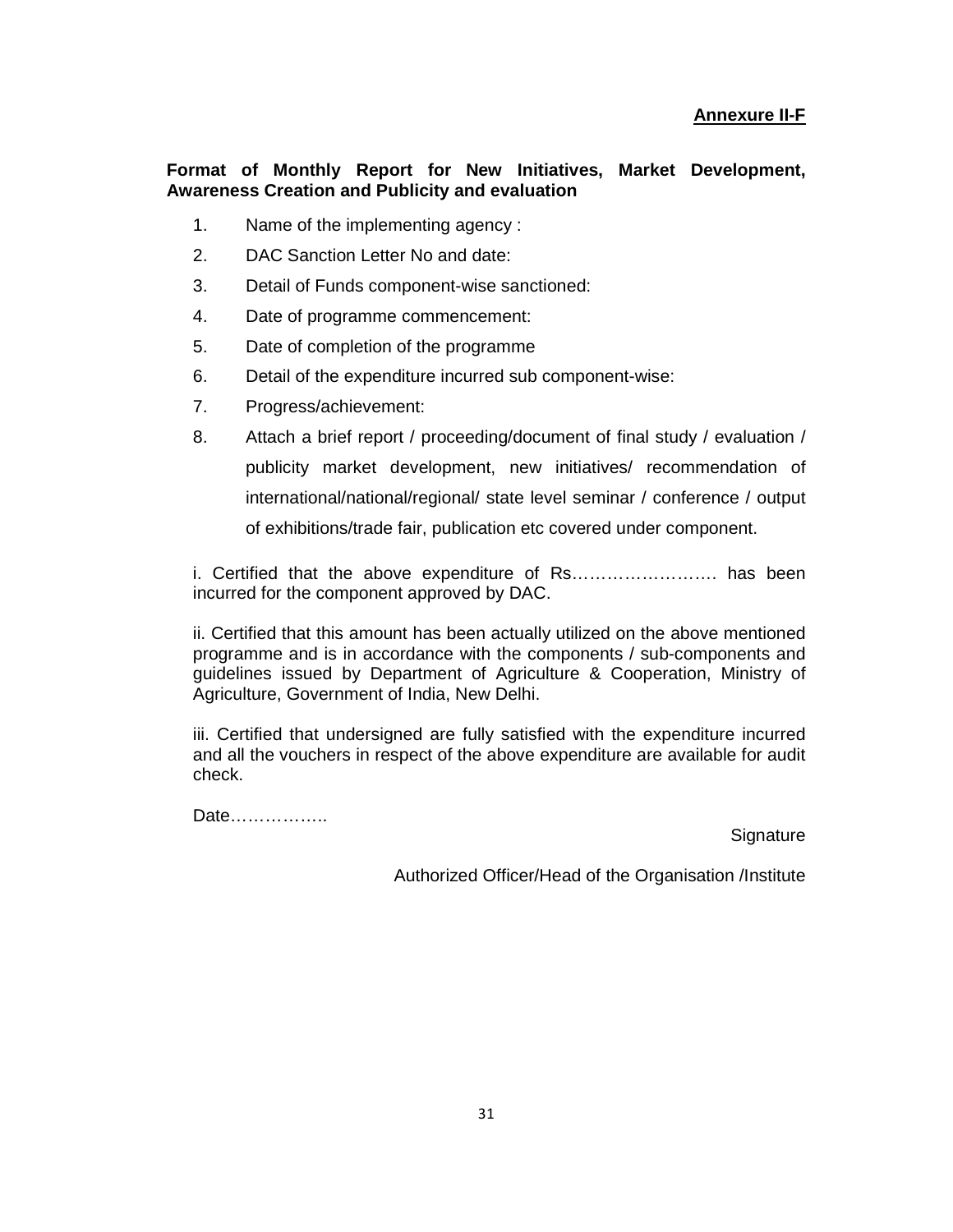**Annexure II-F**

**Format of Monthly Report for New Initiatives, Market Development, Awareness Creation and Publicity and evaluation**

1. Name of the implementing agency :
2. DAC Sanction Letter No and date:
3. Detail of Funds component-wise sanctioned:
4. Date of programme commencement:
5. Date of completion of the programme
6. Detail of the expenditure incurred sub component-wise:
7. Progress/achievement:
8. Attach a brief report / proceeding/document of final study / evaluation / publicity market development, new initiatives/ recommendation of international/national/regional/ state level seminar / conference / output of exhibitions/trade fair, publication etc covered under component.

i. Certified that the above expenditure of Rs……………………. has been incurred for the component approved by DAC.

ii. Certified that this amount has been actually utilized on the above mentioned programme and is in accordance with the components / sub-components and guidelines issued by Department of Agriculture & Cooperation, Ministry of Agriculture, Government of India, New Delhi.

iii. Certified that undersigned are fully satisfied with the expenditure incurred and all the vouchers in respect of the above expenditure are available for audit check.

Date……………..

Signature

Authorized Officer/Head of the Organisation /Institute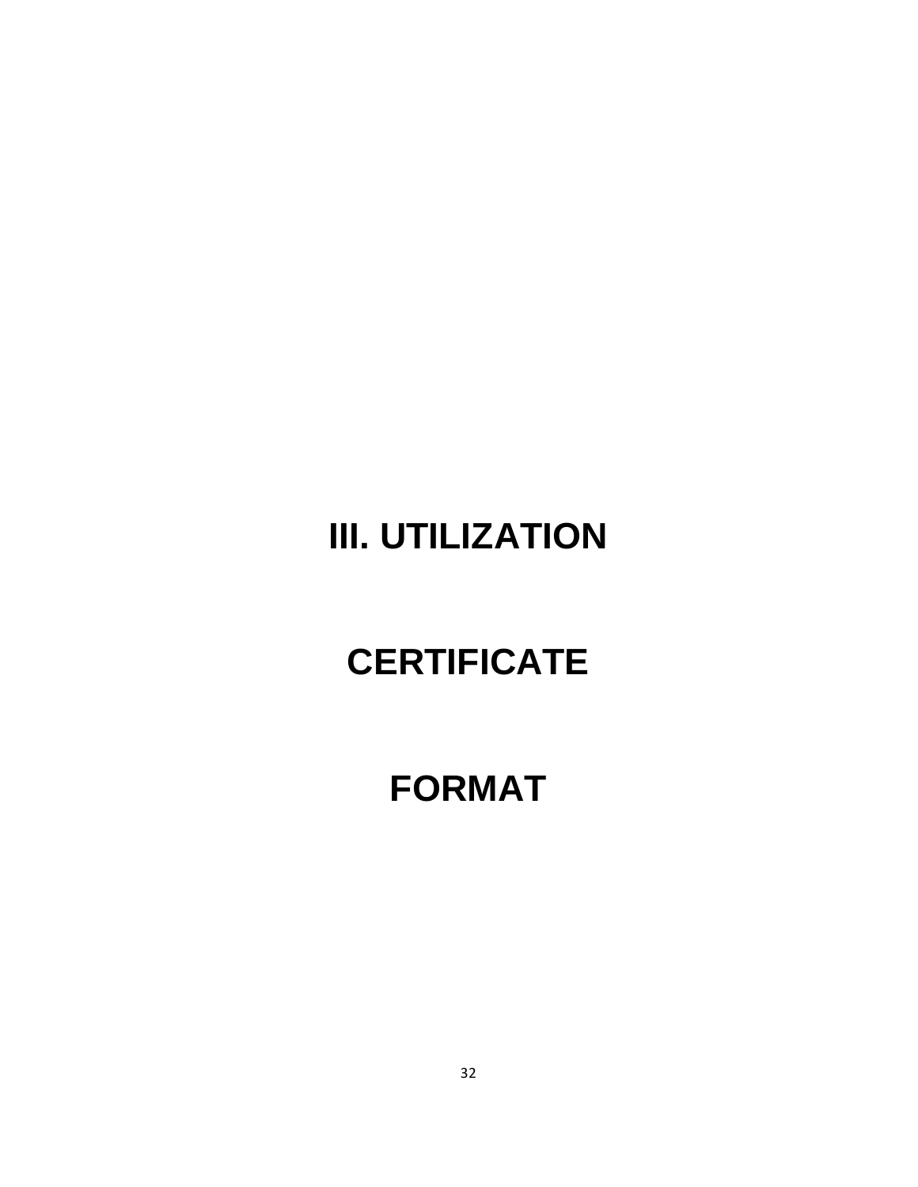# III. UTILIZATION

# CERTIFICATE

# FORMAT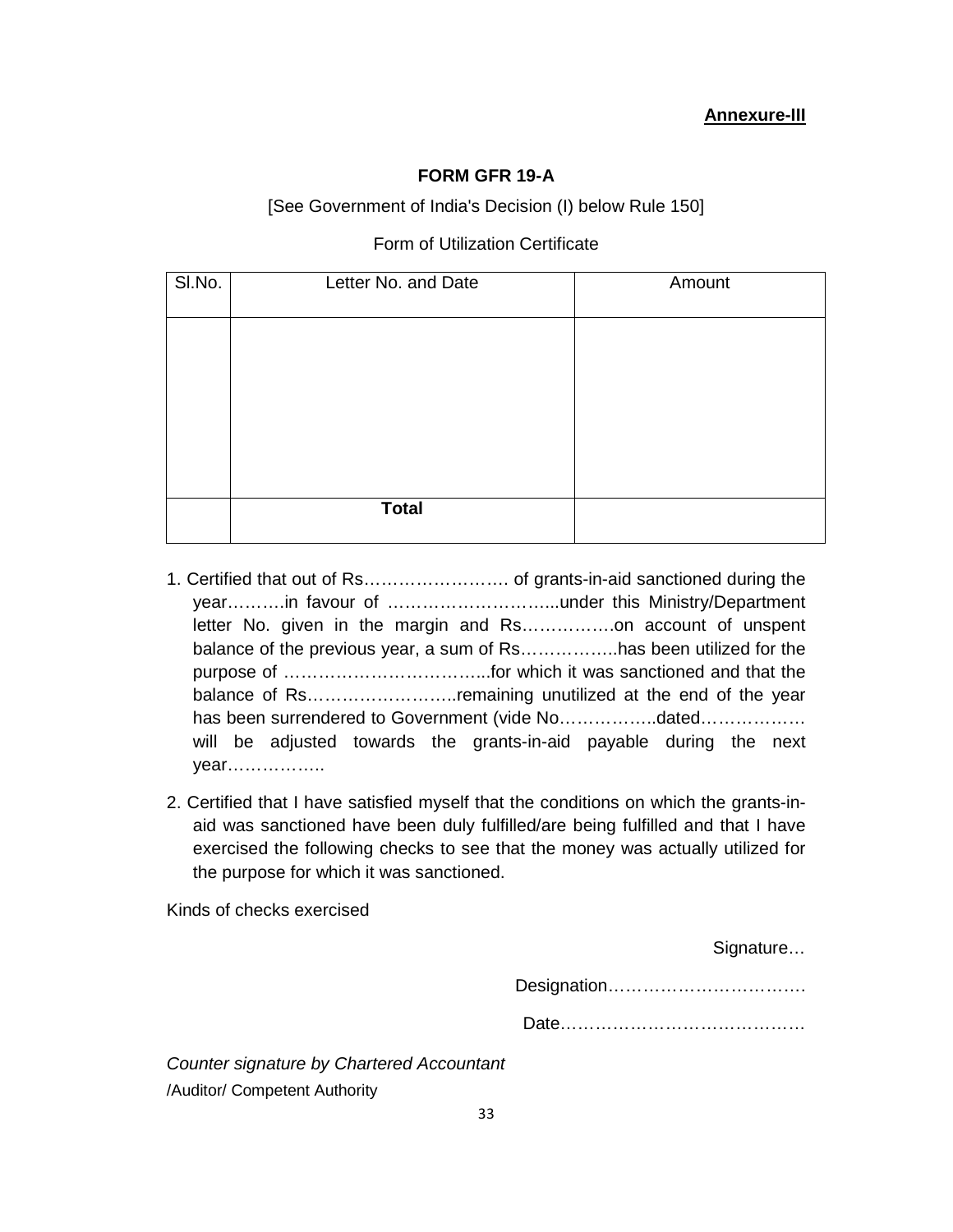**Annexure-III**

**FORM GFR 19-A**

[See Government of India's Decision (I) below Rule 150]

Form of Utilization Certificate

| Sl.No. | Letter No. and Date | Amount |
|---|---|---|
| | | |
| | **Total** | |

1. Certified that out of Rs……………………. of grants-in-aid sanctioned during the year……….in favour of ………………………...under this Ministry/Department letter No. given in the margin and Rs…………….on account of unspent balance of the previous year, a sum of Rs……………..has been utilized for the purpose of ……………………………...for which it was sanctioned and that the balance of Rs……………………..remaining unutilized at the end of the year has been surrendered to Government (vide No……………..dated……………… will be adjusted towards the grants-in-aid payable during the next year……………..

2. Certified that I have satisfied myself that the conditions on which the grants-in-aid was sanctioned have been duly fulfilled/are being fulfilled and that I have exercised the following checks to see that the money was actually utilized for the purpose for which it was sanctioned.

Kinds of checks exercised

Signature…

Designation…………………………….

Date……………………………………

*Counter signature by Chartered Accountant*
/Auditor/ Competent Authority